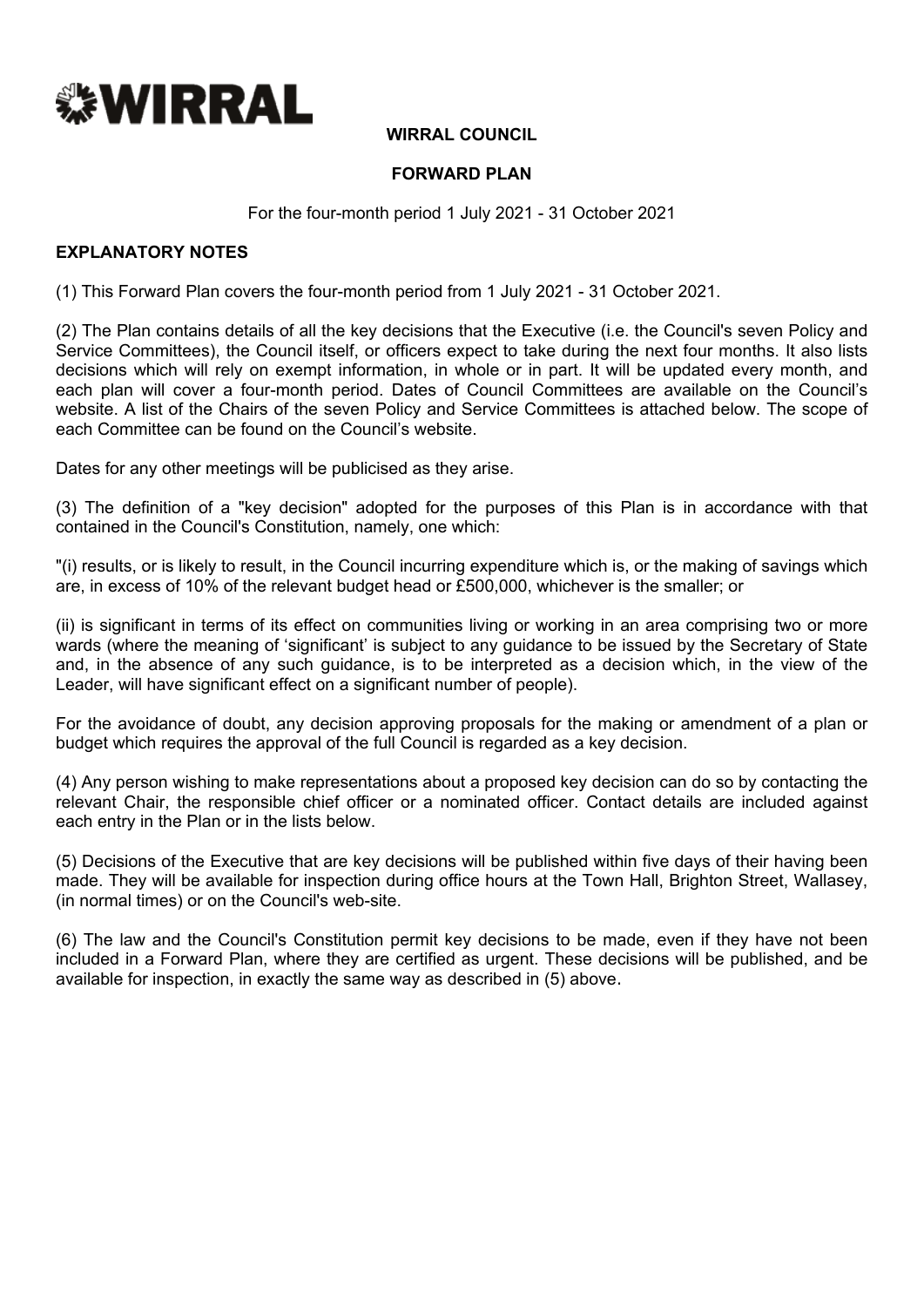WIRRAL

# WIRRAL COUNCIL

## FORWARD PLAN

For the four-month period 1 July 2021 - 31 October 2021

### EXPLANATORY NOTES

(1) This Forward Plan covers the four-month period from 1 July 2021 - 31 October 2021.

(2) The Plan contains details of all the key decisions that the Executive (i.e. the Council's seven Policy and Service Committees), the Council itself, or officers expect to take during the next four months. It also lists decisions which will rely on exempt information, in whole or in part. It will be updated every month, and each plan will cover a four-month period. Dates of Council Committees are available on the Council's website. A list of the Chairs of the seven Policy and Service Committees is attached below. The scope of each Committee can be found on the Council's website.

Dates for any other meetings will be publicised as they arise.

(3) The definition of a "key decision" adopted for the purposes of this Plan is in accordance with that contained in the Council's Constitution, namely, one which:

"(i) results, or is likely to result, in the Council incurring expenditure which is, or the making of savings which are, in excess of 10% of the relevant budget head or £500,000, whichever is the smaller; or

(ii) is significant in terms of its effect on communities living or working in an area comprising two or more wards (where the meaning of 'significant' is subject to any guidance to be issued by the Secretary of State and, in the absence of any such guidance, is to be interpreted as a decision which, in the view of the Leader, will have significant effect on a significant number of people).

For the avoidance of doubt, any decision approving proposals for the making or amendment of a plan or budget which requires the approval of the full Council is regarded as a key decision.

(4) Any person wishing to make representations about a proposed key decision can do so by contacting the relevant Chair, the responsible chief officer or a nominated officer. Contact details are included against each entry in the Plan or in the lists below.

(5) Decisions of the Executive that are key decisions will be published within five days of their having been made. They will be available for inspection during office hours at the Town Hall, Brighton Street, Wallasey, (in normal times) or on the Council's web-site.

(6) The law and the Council's Constitution permit key decisions to be made, even if they have not been included in a Forward Plan, where they are certified as urgent. These decisions will be published, and be available for inspection, in exactly the same way as described in (5) above.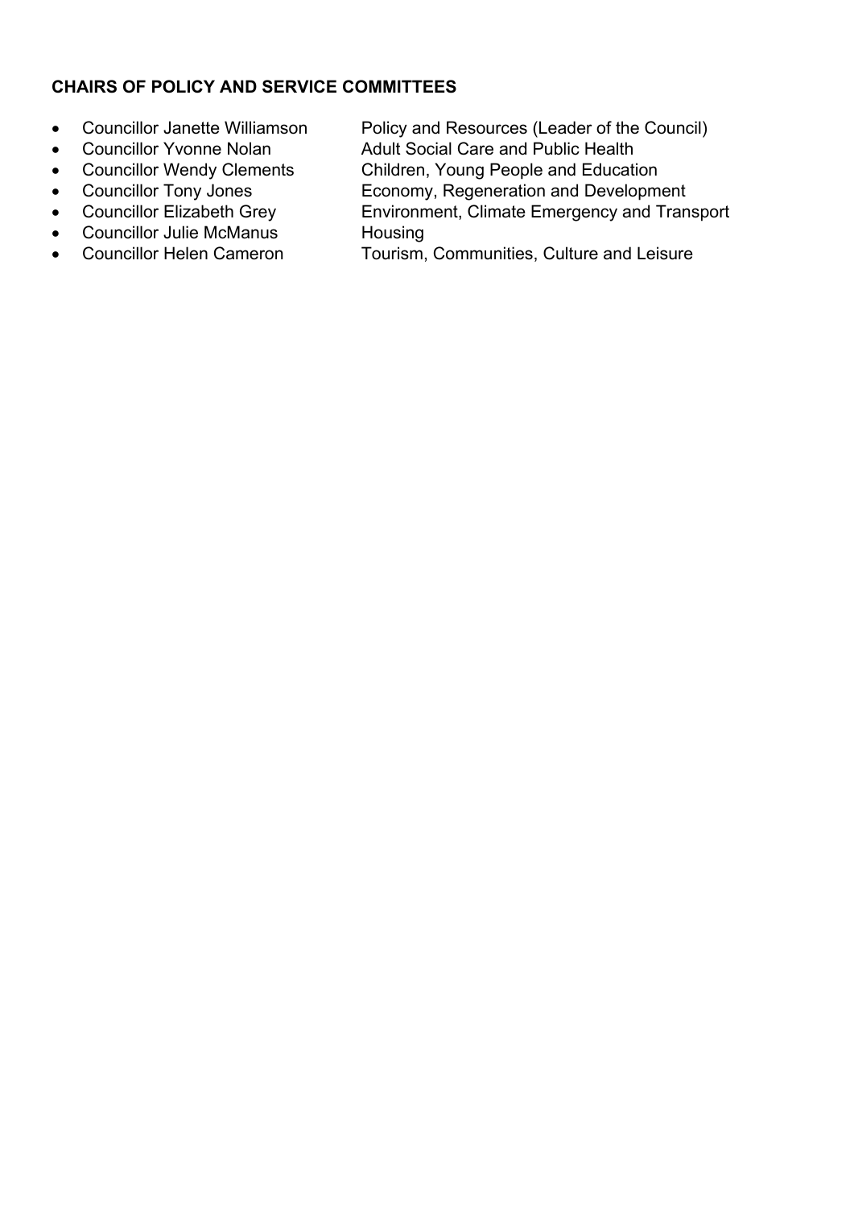**CHAIRS OF POLICY AND SERVICE COMMITTEES**

- Councillor Janette Williamson Policy and Resources (Leader of the Council)
- Councillor Yvonne Nolan Adult Social Care and Public Health
- Councillor Wendy Clements Children, Young People and Education
- Councillor Tony Jones Economy, Regeneration and Development
- Councillor Elizabeth Grey Environment, Climate Emergency and Transport
- Councillor Julie McManus Housing
- Councillor Helen Cameron Tourism, Communities, Culture and Leisure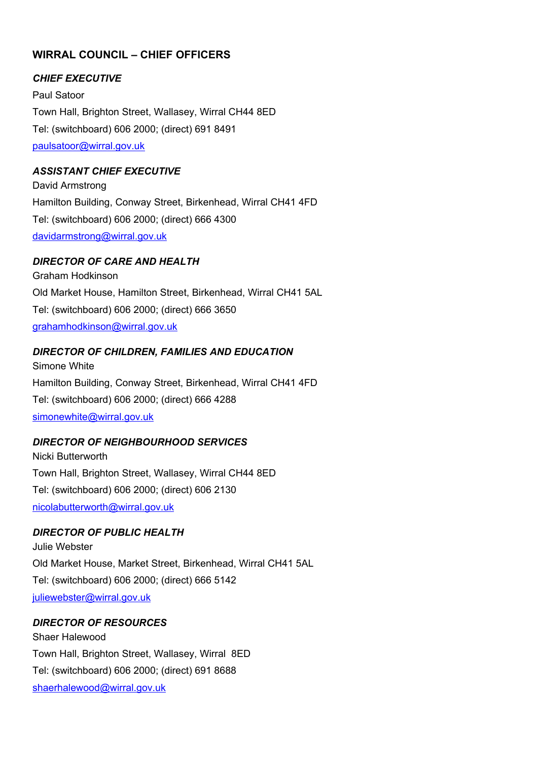## WIRRAL COUNCIL – CHIEF OFFICERS

### *CHIEF EXECUTIVE*

Paul Satoor

Town Hall, Brighton Street, Wallasey, Wirral CH44 8ED

Tel: (switchboard) 606 2000; (direct) 691 8491

paulsatoor@wirral.gov.uk

### *ASSISTANT CHIEF EXECUTIVE*

David Armstrong

Hamilton Building, Conway Street, Birkenhead, Wirral CH41 4FD

Tel: (switchboard) 606 2000; (direct) 666 4300

davidarmstrong@wirral.gov.uk

### *DIRECTOR OF CARE AND HEALTH*

Graham Hodkinson

Old Market House, Hamilton Street, Birkenhead, Wirral CH41 5AL

Tel: (switchboard) 606 2000; (direct) 666 3650

grahamhodkinson@wirral.gov.uk

### *DIRECTOR OF CHILDREN, FAMILIES AND EDUCATION*

Simone White

Hamilton Building, Conway Street, Birkenhead, Wirral CH41 4FD

Tel: (switchboard) 606 2000; (direct) 666 4288

simonewhite@wirral.gov.uk

### *DIRECTOR OF NEIGHBOURHOOD SERVICES*

Nicki Butterworth

Town Hall, Brighton Street, Wallasey, Wirral CH44 8ED

Tel: (switchboard) 606 2000; (direct) 606 2130

nicolabutterworth@wirral.gov.uk

### *DIRECTOR OF PUBLIC HEALTH*

Julie Webster

Old Market House, Market Street, Birkenhead, Wirral CH41 5AL

Tel: (switchboard) 606 2000; (direct) 666 5142

juliewebster@wirral.gov.uk

### *DIRECTOR OF RESOURCES*

Shaer Halewood

Town Hall, Brighton Street, Wallasey, Wirral 8ED

Tel: (switchboard) 606 2000; (direct) 691 8688

shaerhalewood@wirral.gov.uk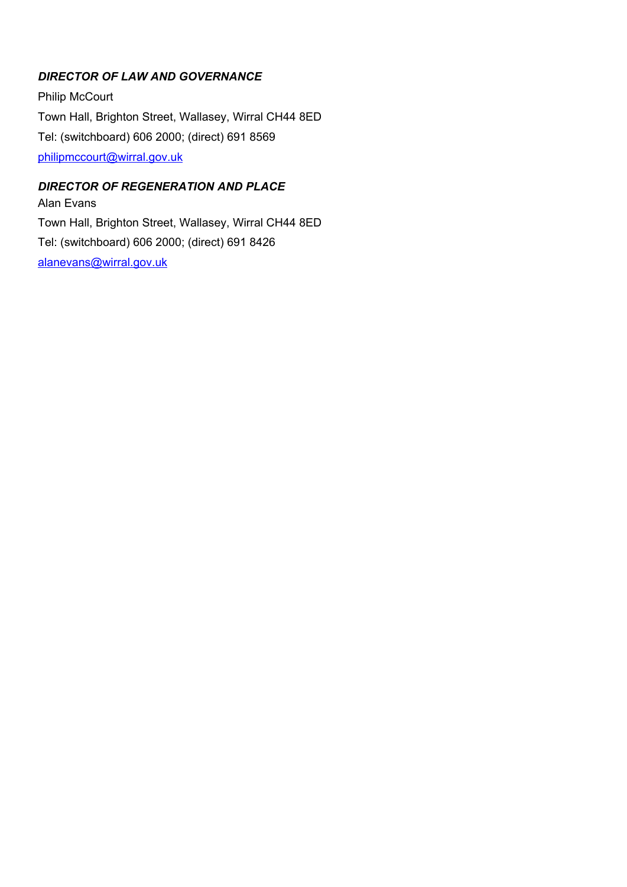***DIRECTOR OF LAW AND GOVERNANCE***

Philip McCourt

Town Hall, Brighton Street, Wallasey, Wirral CH44 8ED

Tel: (switchboard) 606 2000; (direct) 691 8569

philipmccourt@wirral.gov.uk

***DIRECTOR OF REGENERATION AND PLACE***

Alan Evans

Town Hall, Brighton Street, Wallasey, Wirral CH44 8ED

Tel: (switchboard) 606 2000; (direct) 691 8426

alanevans@wirral.gov.uk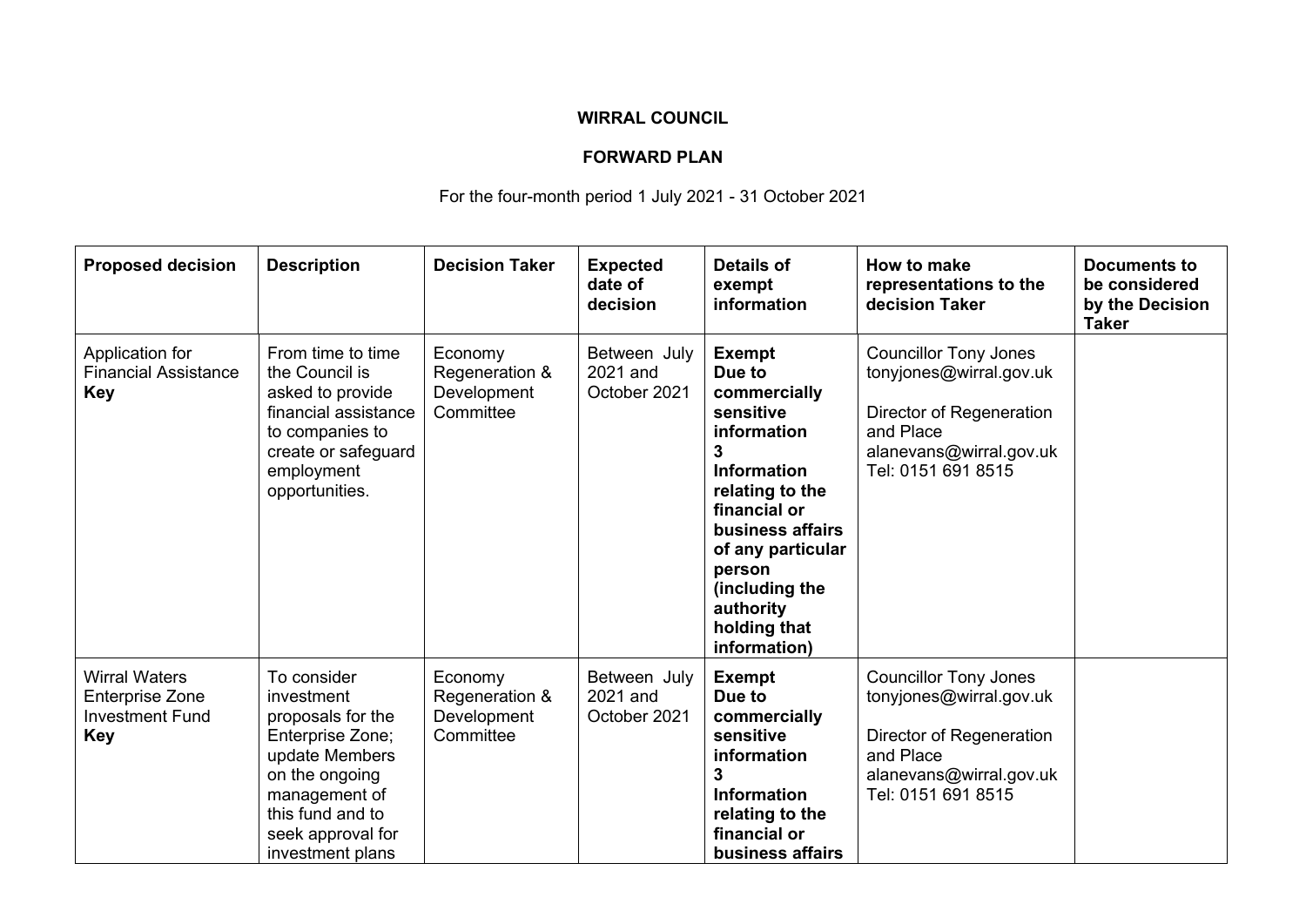**WIRRAL COUNCIL**

**FORWARD PLAN**

For the four-month period 1 July 2021 - 31 October 2021

| **Proposed decision** | **Description** | **Decision Taker** | **Expected date of decision** | **Details of exempt information** | **How to make representations to the decision Taker** | **Documents to be considered by the Decision Taker** |
|---|---|---|---|---|---|---|
| Application for Financial Assistance **Key** | From time to time the Council is asked to provide financial assistance to companies to create or safeguard employment opportunities. | Economy Regeneration & Development Committee | Between July 2021 and October 2021 | **Exempt Due to commercially sensitive information 3 Information relating to the financial or business affairs of any particular person (including the authority holding that information)** | Councillor Tony Jones tonyjones@wirral.gov.uk<br><br>Director of Regeneration and Place alanevans@wirral.gov.uk Tel: 0151 691 8515 | |
| Wirral Waters Enterprise Zone Investment Fund **Key** | To consider investment proposals for the Enterprise Zone; update Members on the ongoing management of this fund and to seek approval for investment plans | Economy Regeneration & Development Committee | Between July 2021 and October 2021 | **Exempt Due to commercially sensitive information 3 Information relating to the financial or business affairs** | Councillor Tony Jones tonyjones@wirral.gov.uk<br><br>Director of Regeneration and Place alanevans@wirral.gov.uk Tel: 0151 691 8515 | |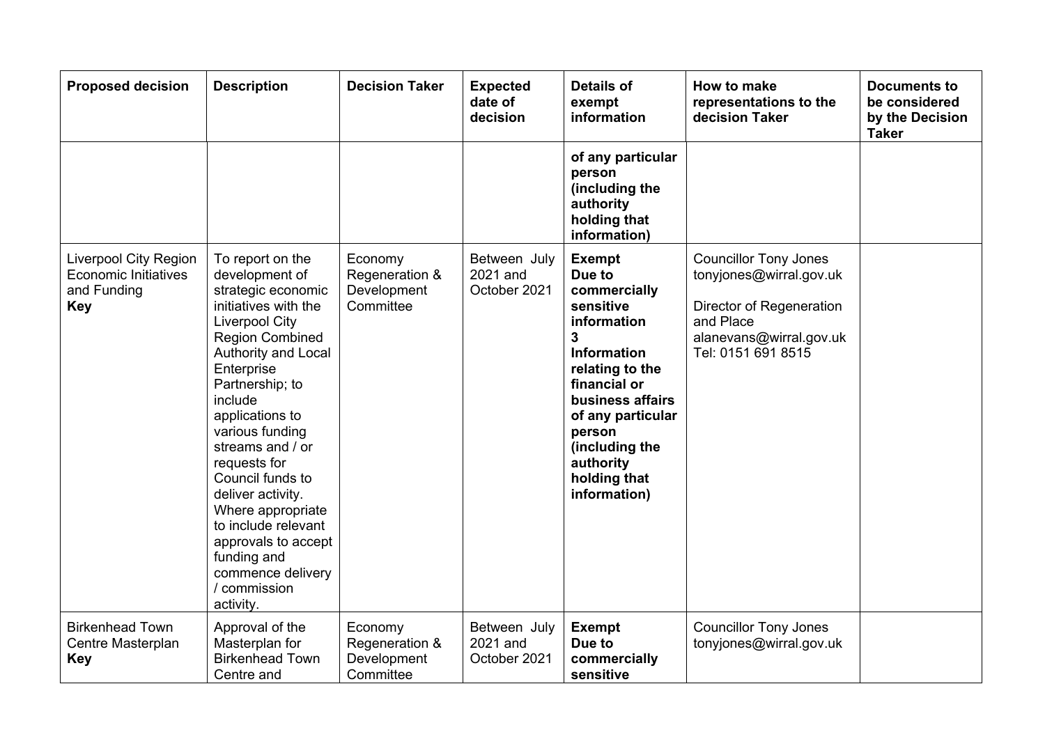| Proposed decision | Description | Decision Taker | Expected date of decision | Details of exempt information | How to make representations to the decision Taker | Documents to be considered by the Decision Taker |
|---|---|---|---|---|---|---|
| | | | | **of any particular person (including the authority holding that information)** | | |
| Liverpool City Region Economic Initiatives and Funding **Key** | To report on the development of strategic economic initiatives with the Liverpool City Region Combined Authority and Local Enterprise Partnership; to include applications to various funding streams and / or requests for Council funds to deliver activity. Where appropriate to include relevant approvals to accept funding and commence delivery / commission activity. | Economy Regeneration & Development Committee | Between July 2021 and October 2021 | **Exempt Due to commercially sensitive information 3 Information relating to the financial or business affairs of any particular person (including the authority holding that information)** | Councillor Tony Jones tonyjones@wirral.gov.uk<br><br>Director of Regeneration and Place alanevans@wirral.gov.uk Tel: 0151 691 8515 | |
| Birkenhead Town Centre Masterplan **Key** | Approval of the Masterplan for Birkenhead Town Centre and | Economy Regeneration & Development Committee | Between July 2021 and October 2021 | **Exempt Due to commercially sensitive** | Councillor Tony Jones tonyjones@wirral.gov.uk | |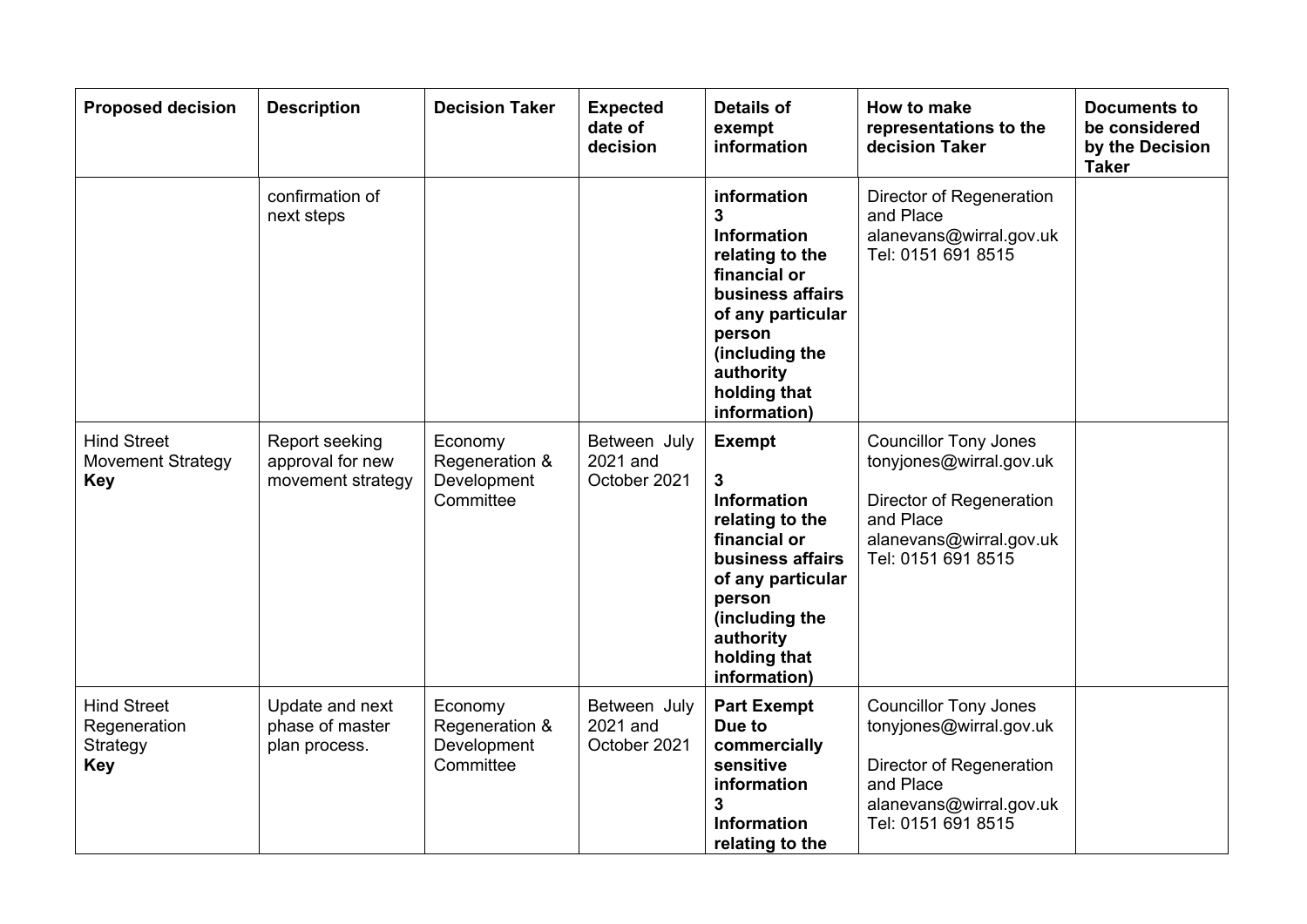| Proposed decision | Description | Decision Taker | Expected date of decision | Details of exempt information | How to make representations to the decision Taker | Documents to be considered by the Decision Taker |
|---|---|---|---|---|---|---|
| | confirmation of next steps | | | **information 3 Information relating to the financial or business affairs of any particular person (including the authority holding that information)** | Director of Regeneration and Place alanevans@wirral.gov.uk Tel: 0151 691 8515 | |
| Hind Street Movement Strategy **Key** | Report seeking approval for new movement strategy | Economy Regeneration & Development Committee | Between July 2021 and October 2021 | **Exempt** **3 Information relating to the financial or business affairs of any particular person (including the authority holding that information)** | Councillor Tony Jones tonyjones@wirral.gov.uk Director of Regeneration and Place alanevans@wirral.gov.uk Tel: 0151 691 8515 | |
| Hind Street Regeneration Strategy **Key** | Update and next phase of master plan process. | Economy Regeneration & Development Committee | Between July 2021 and October 2021 | **Part Exempt Due to commercially sensitive information 3 Information relating to the** | Councillor Tony Jones tonyjones@wirral.gov.uk Director of Regeneration and Place alanevans@wirral.gov.uk Tel: 0151 691 8515 | |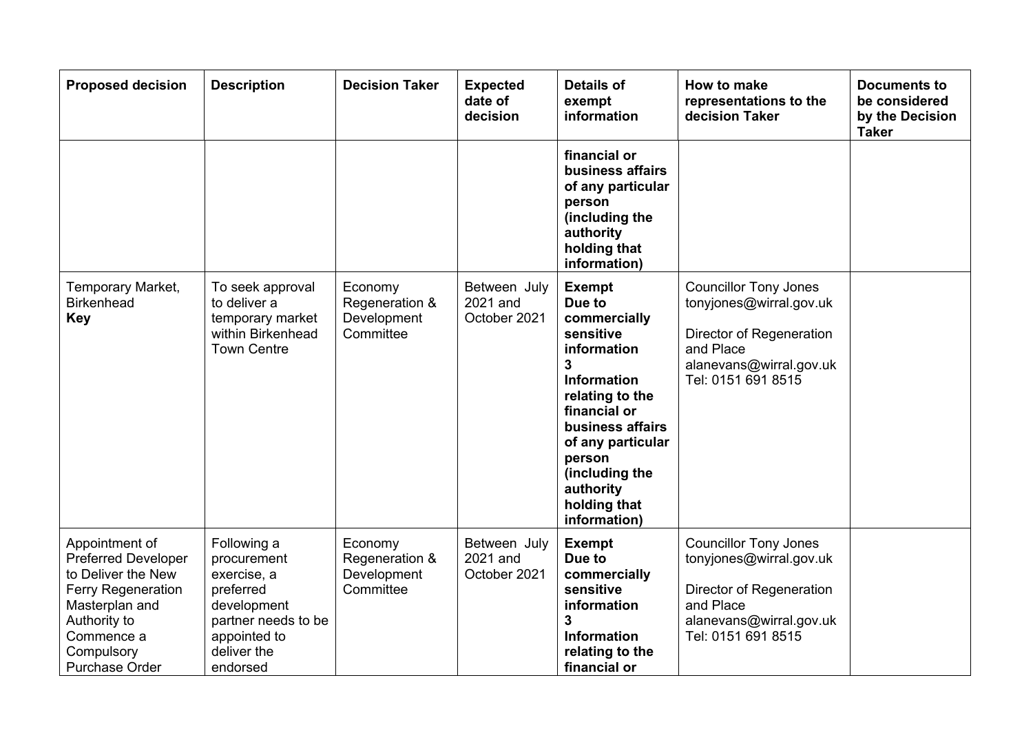| Proposed decision | Description | Decision Taker | Expected date of decision | Details of exempt information | How to make representations to the decision Taker | Documents to be considered by the Decision Taker |
|---|---|---|---|---|---|---|
| | | | | **financial or business affairs of any particular person (including the authority holding that information)** | | |
| Temporary Market, Birkenhead **Key** | To seek approval to deliver a temporary market within Birkenhead Town Centre | Economy Regeneration & Development Committee | Between July 2021 and October 2021 | **Exempt Due to commercially sensitive information 3 Information relating to the financial or business affairs of any particular person (including the authority holding that information)** | Councillor Tony Jones tonyjones@wirral.gov.uk<br><br>Director of Regeneration and Place alanevans@wirral.gov.uk Tel: 0151 691 8515 | |
| Appointment of Preferred Developer to Deliver the New Ferry Regeneration Masterplan and Authority to Commence a Compulsory Purchase Order | Following a procurement exercise, a preferred development partner needs to be appointed to deliver the endorsed | Economy Regeneration & Development Committee | Between July 2021 and October 2021 | **Exempt Due to commercially sensitive information 3 Information relating to the financial or** | Councillor Tony Jones tonyjones@wirral.gov.uk<br><br>Director of Regeneration and Place alanevans@wirral.gov.uk Tel: 0151 691 8515 | |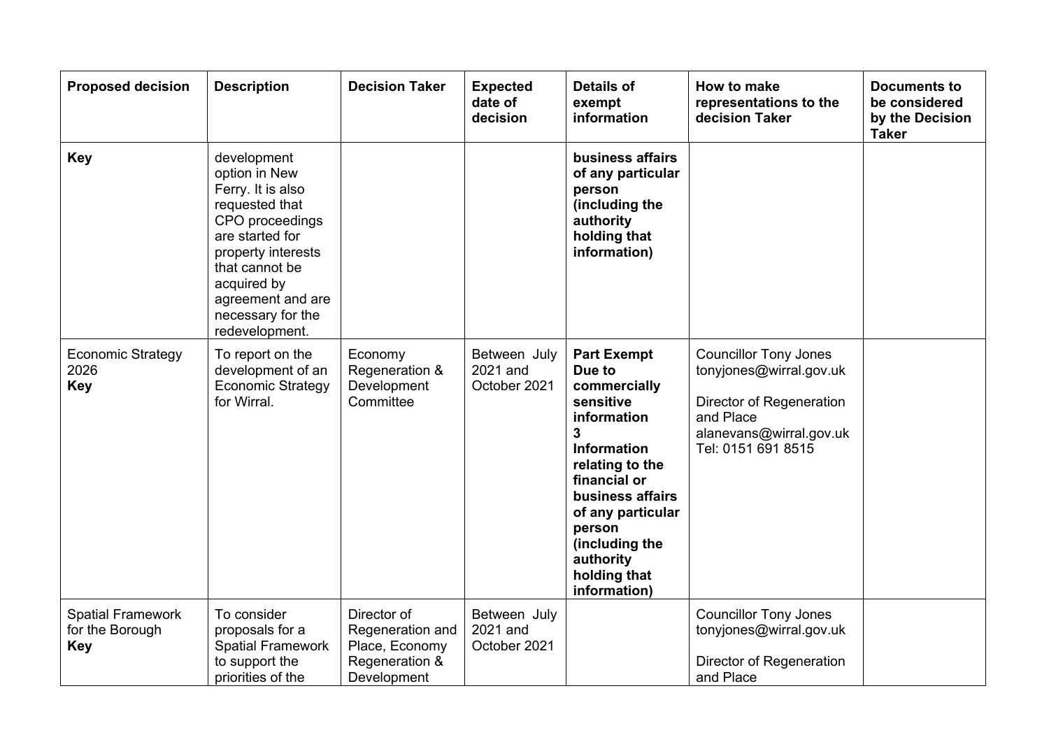| Proposed decision | Description | Decision Taker | Expected date of decision | Details of exempt information | How to make representations to the decision Taker | Documents to be considered by the Decision Taker |
|---|---|---|---|---|---|---|
| **Key** | development option in New Ferry. It is also requested that CPO proceedings are started for property interests that cannot be acquired by agreement and are necessary for the redevelopment. | | | **business affairs of any particular person (including the authority holding that information)** | | |
| Economic Strategy 2026 **Key** | To report on the development of an Economic Strategy for Wirral. | Economy Regeneration & Development Committee | Between July 2021 and October 2021 | **Part Exempt Due to commercially sensitive information 3 Information relating to the financial or business affairs of any particular person (including the authority holding that information)** | Councillor Tony Jones tonyjones@wirral.gov.uk<br><br>Director of Regeneration and Place alanevans@wirral.gov.uk Tel: 0151 691 8515 | |
| Spatial Framework for the Borough **Key** | To consider proposals for a Spatial Framework to support the priorities of the | Director of Regeneration and Place, Economy Regeneration & Development | Between July 2021 and October 2021 | | Councillor Tony Jones tonyjones@wirral.gov.uk<br><br>Director of Regeneration and Place | |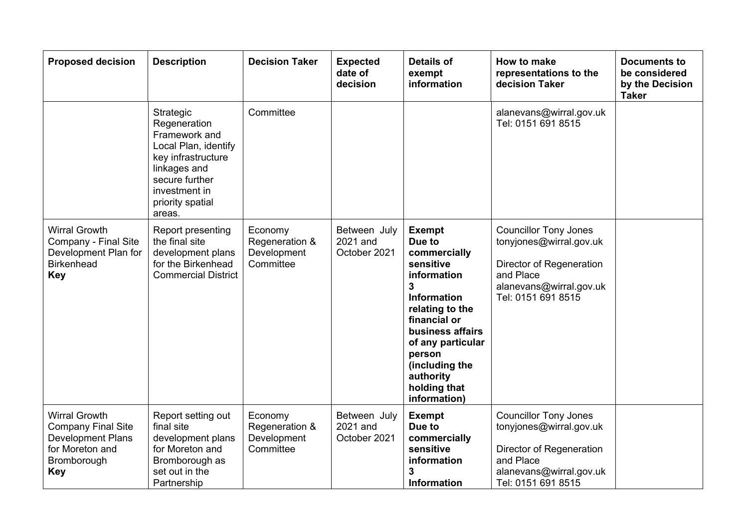| Proposed decision | Description | Decision Taker | Expected date of decision | Details of exempt information | How to make representations to the decision Taker | Documents to be considered by the Decision Taker |
|---|---|---|---|---|---|---|
| | Strategic Regeneration Framework and Local Plan, identify key infrastructure linkages and secure further investment in priority spatial areas. | Committee | | | alanevans@wirral.gov.uk Tel: 0151 691 8515 | |
| Wirral Growth Company - Final Site Development Plan for Birkenhead **Key** | Report presenting the final site development plans for the Birkenhead Commercial District | Economy Regeneration & Development Committee | Between July 2021 and October 2021 | **Exempt Due to commercially sensitive information 3 Information relating to the financial or business affairs of any particular person (including the authority holding that information)** | Councillor Tony Jones tonyjones@wirral.gov.uk<br><br>Director of Regeneration and Place alanevans@wirral.gov.uk Tel: 0151 691 8515 | |
| Wirral Growth Company Final Site Development Plans for Moreton and Bromborough **Key** | Report setting out final site development plans for Moreton and Bromborough as set out in the Partnership | Economy Regeneration & Development Committee | Between July 2021 and October 2021 | **Exempt Due to commercially sensitive information 3 Information** | Councillor Tony Jones tonyjones@wirral.gov.uk<br><br>Director of Regeneration and Place alanevans@wirral.gov.uk Tel: 0151 691 8515 | |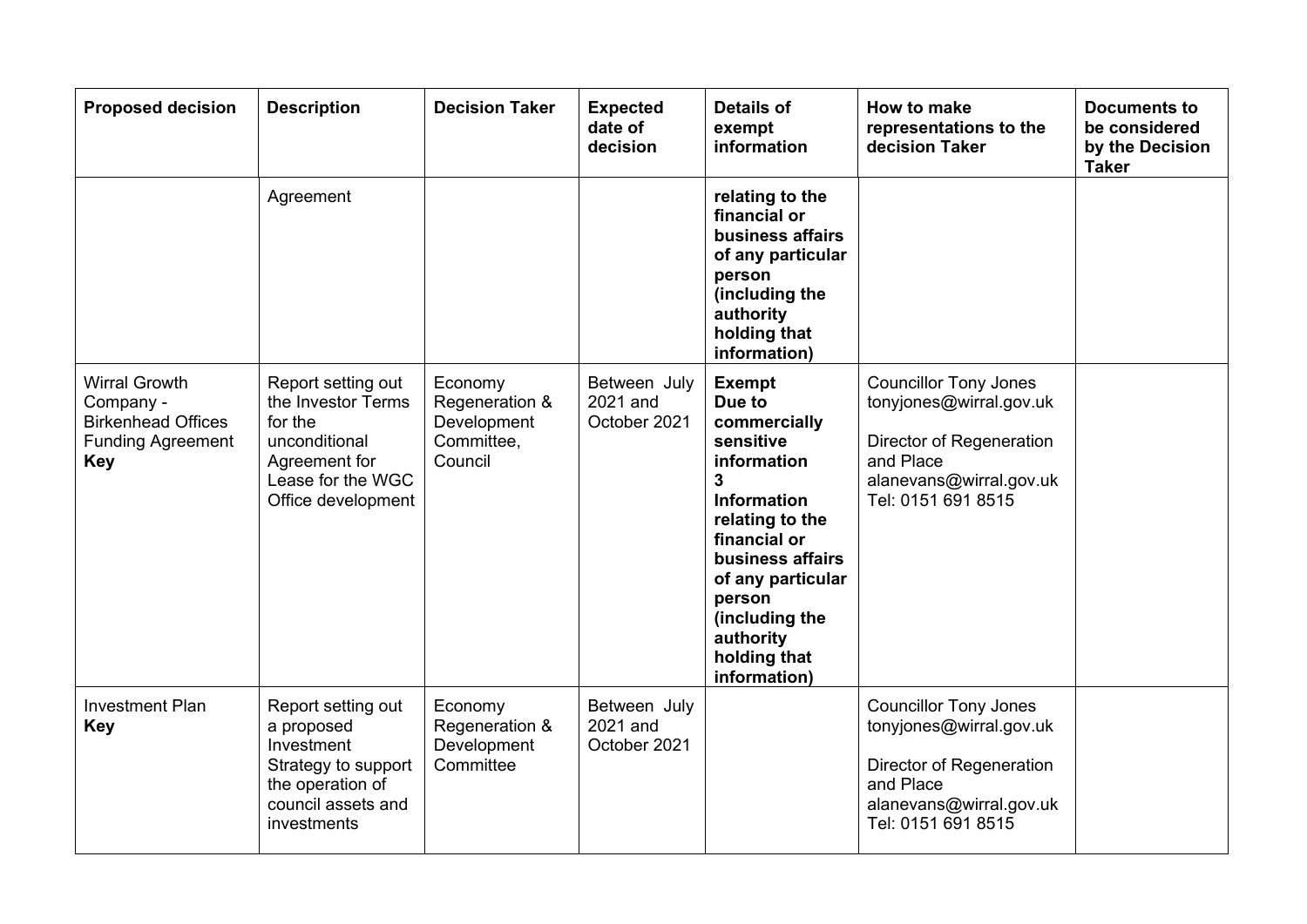| Proposed decision | Description | Decision Taker | Expected date of decision | Details of exempt information | How to make representations to the decision Taker | Documents to be considered by the Decision Taker |
|---|---|---|---|---|---|---|
| | Agreement | | | **relating to the financial or business affairs of any particular person (including the authority holding that information)** | | |
| Wirral Growth Company - Birkenhead Offices Funding Agreement **Key** | Report setting out the Investor Terms for the unconditional Agreement for Lease for the WGC Office development | Economy Regeneration & Development Committee, Council | Between July 2021 and October 2021 | **Exempt Due to commercially sensitive information 3 Information relating to the financial or business affairs of any particular person (including the authority holding that information)** | Councillor Tony Jones tonyjones@wirral.gov.uk<br><br>Director of Regeneration and Place alanevans@wirral.gov.uk Tel: 0151 691 8515 | |
| Investment Plan **Key** | Report setting out a proposed Investment Strategy to support the operation of council assets and investments | Economy Regeneration & Development Committee | Between July 2021 and October 2021 | | Councillor Tony Jones tonyjones@wirral.gov.uk<br><br>Director of Regeneration and Place alanevans@wirral.gov.uk Tel: 0151 691 8515 | |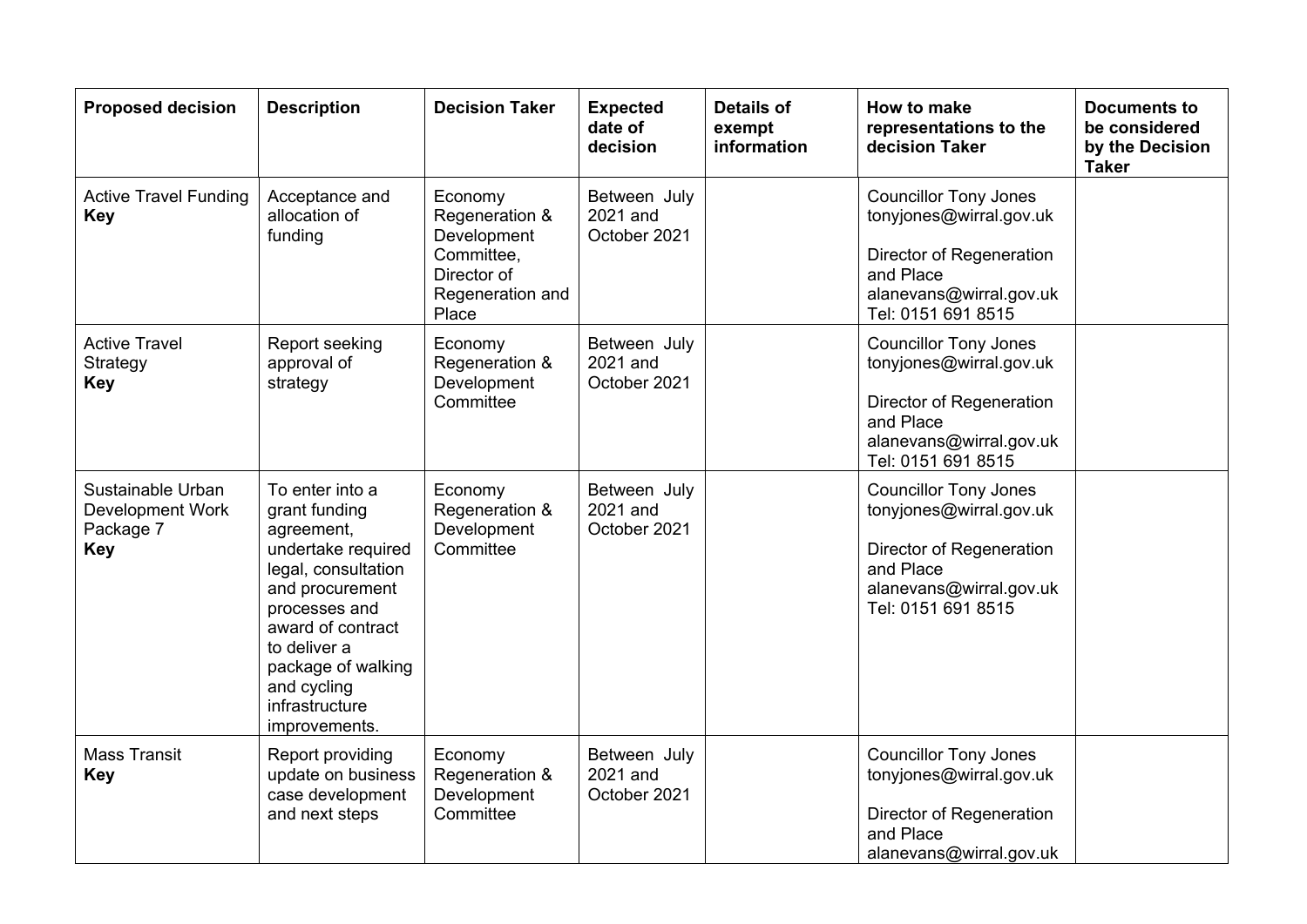| Proposed decision | Description | Decision Taker | Expected date of decision | Details of exempt information | How to make representations to the decision Taker | Documents to be considered by the Decision Taker |
|---|---|---|---|---|---|---|
| Active Travel Funding **Key** | Acceptance and allocation of funding | Economy Regeneration & Development Committee, Director of Regeneration and Place | Between July 2021 and October 2021 | | Councillor Tony Jones tonyjones@wirral.gov.uk<br><br>Director of Regeneration and Place alanevans@wirral.gov.uk Tel: 0151 691 8515 | |
| Active Travel Strategy **Key** | Report seeking approval of strategy | Economy Regeneration & Development Committee | Between July 2021 and October 2021 | | Councillor Tony Jones tonyjones@wirral.gov.uk<br><br>Director of Regeneration and Place alanevans@wirral.gov.uk Tel: 0151 691 8515 | |
| Sustainable Urban Development Work Package 7 **Key** | To enter into a grant funding agreement, undertake required legal, consultation and procurement processes and award of contract to deliver a package of walking and cycling infrastructure improvements. | Economy Regeneration & Development Committee | Between July 2021 and October 2021 | | Councillor Tony Jones tonyjones@wirral.gov.uk<br><br>Director of Regeneration and Place alanevans@wirral.gov.uk Tel: 0151 691 8515 | |
| Mass Transit **Key** | Report providing update on business case development and next steps | Economy Regeneration & Development Committee | Between July 2021 and October 2021 | | Councillor Tony Jones tonyjones@wirral.gov.uk<br><br>Director of Regeneration and Place alanevans@wirral.gov.uk | |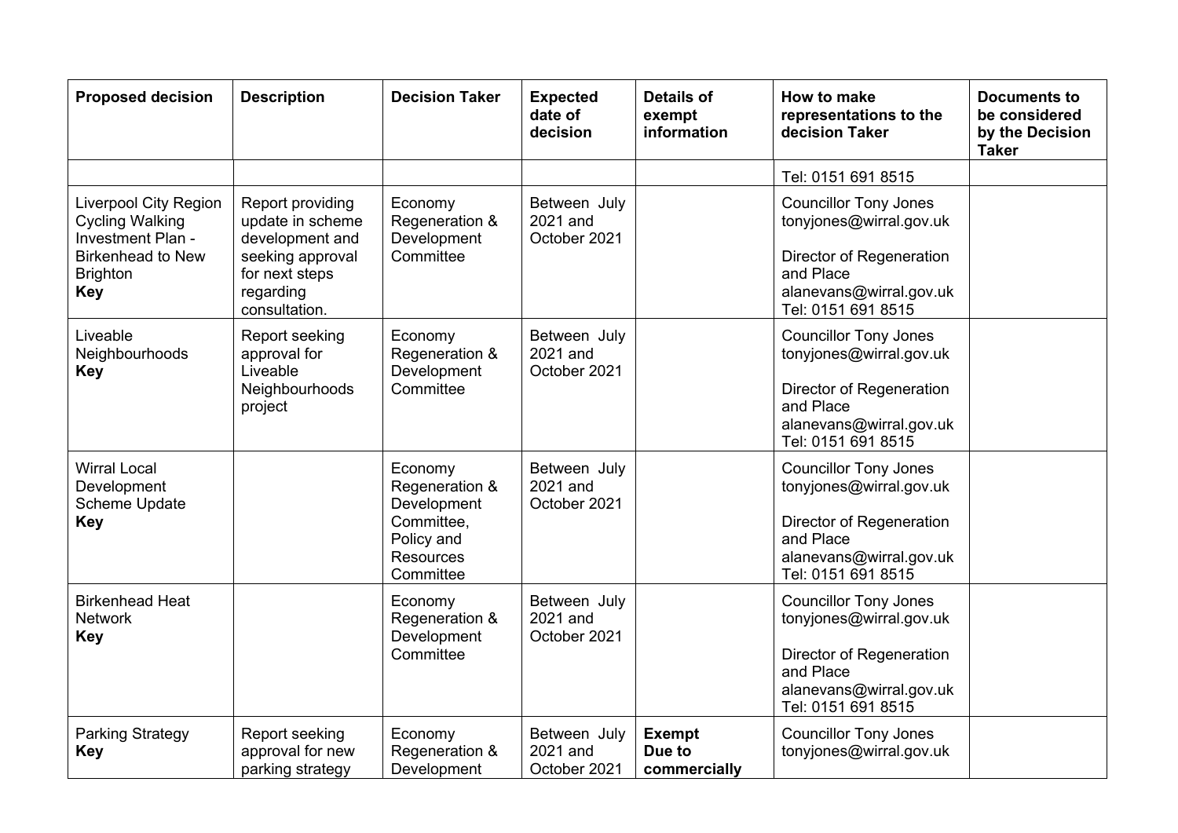| Proposed decision | Description | Decision Taker | Expected date of decision | Details of exempt information | How to make representations to the decision Taker | Documents to be considered by the Decision Taker |
|---|---|---|---|---|---|---|
| | | | | | Tel: 0151 691 8515 | |
| Liverpool City Region Cycling Walking Investment Plan - Birkenhead to New Brighton **Key** | Report providing update in scheme development and seeking approval for next steps regarding consultation. | Economy Regeneration & Development Committee | Between July 2021 and October 2021 | | Councillor Tony Jones tonyjones@wirral.gov.uk<br><br>Director of Regeneration and Place alanevans@wirral.gov.uk Tel: 0151 691 8515 | |
| Liveable Neighbourhoods **Key** | Report seeking approval for Liveable Neighbourhoods project | Economy Regeneration & Development Committee | Between July 2021 and October 2021 | | Councillor Tony Jones tonyjones@wirral.gov.uk<br><br>Director of Regeneration and Place alanevans@wirral.gov.uk Tel: 0151 691 8515 | |
| Wirral Local Development Scheme Update **Key** | | Economy Regeneration & Development Committee, Policy and Resources Committee | Between July 2021 and October 2021 | | Councillor Tony Jones tonyjones@wirral.gov.uk<br><br>Director of Regeneration and Place alanevans@wirral.gov.uk Tel: 0151 691 8515 | |
| Birkenhead Heat Network **Key** | | Economy Regeneration & Development Committee | Between July 2021 and October 2021 | | Councillor Tony Jones tonyjones@wirral.gov.uk<br><br>Director of Regeneration and Place alanevans@wirral.gov.uk Tel: 0151 691 8515 | |
| Parking Strategy **Key** | Report seeking approval for new parking strategy | Economy Regeneration & Development | Between July 2021 and October 2021 | **Exempt Due to commercially** | Councillor Tony Jones tonyjones@wirral.gov.uk | |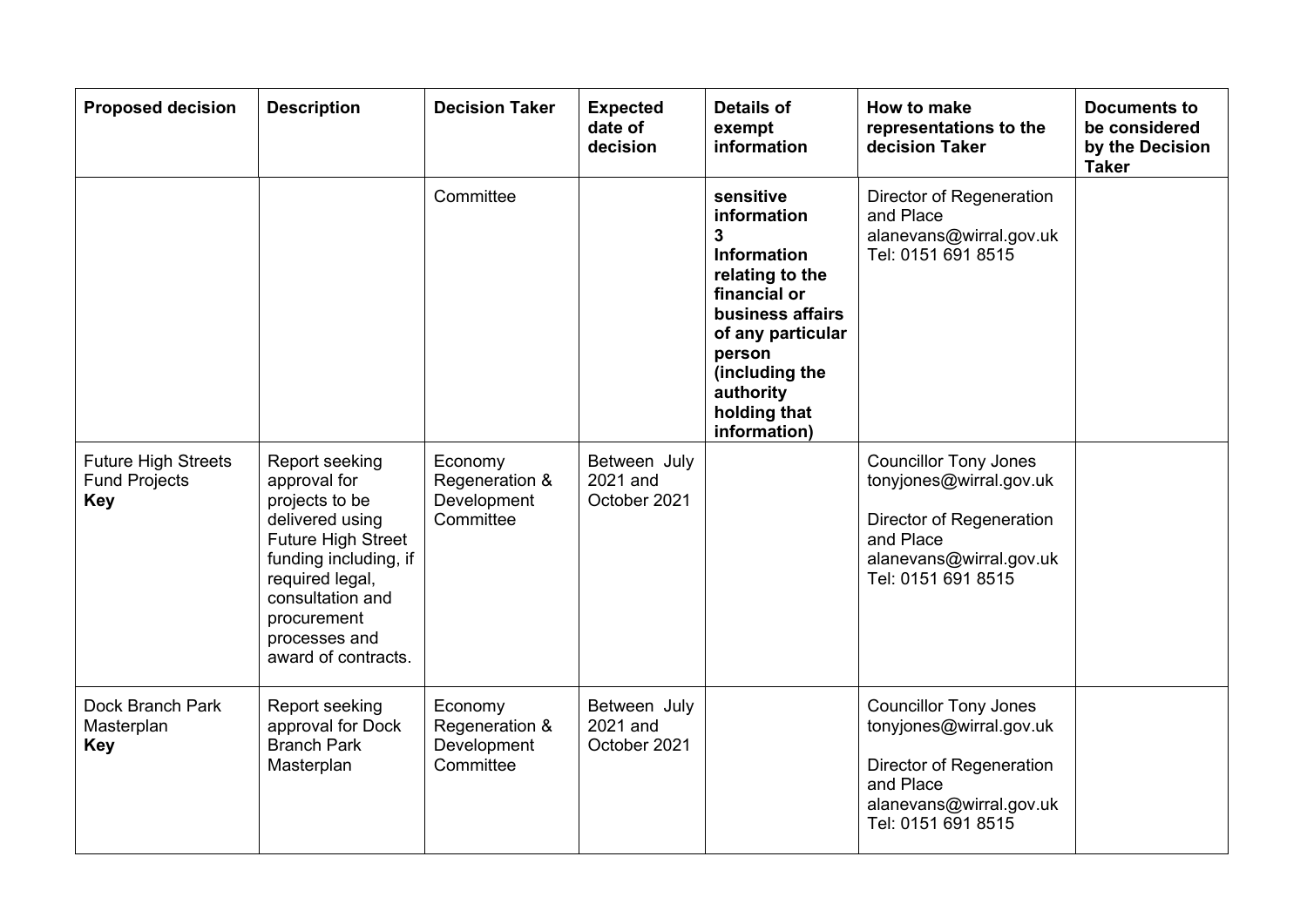| Proposed decision | Description | Decision Taker | Expected date of decision | Details of exempt information | How to make representations to the decision Taker | Documents to be considered by the Decision Taker |
|---|---|---|---|---|---|---|
| | | Committee | | **sensitive information 3 Information relating to the financial or business affairs of any particular person (including the authority holding that information)** | Director of Regeneration and Place alanevans@wirral.gov.uk Tel: 0151 691 8515 | |
| Future High Streets Fund Projects **Key** | Report seeking approval for projects to be delivered using Future High Street funding including, if required legal, consultation and procurement processes and award of contracts. | Economy Regeneration & Development Committee | Between July 2021 and October 2021 | | Councillor Tony Jones tonyjones@wirral.gov.uk<br><br>Director of Regeneration and Place alanevans@wirral.gov.uk Tel: 0151 691 8515 | |
| Dock Branch Park Masterplan **Key** | Report seeking approval for Dock Branch Park Masterplan | Economy Regeneration & Development Committee | Between July 2021 and October 2021 | | Councillor Tony Jones tonyjones@wirral.gov.uk<br><br>Director of Regeneration and Place alanevans@wirral.gov.uk Tel: 0151 691 8515 | |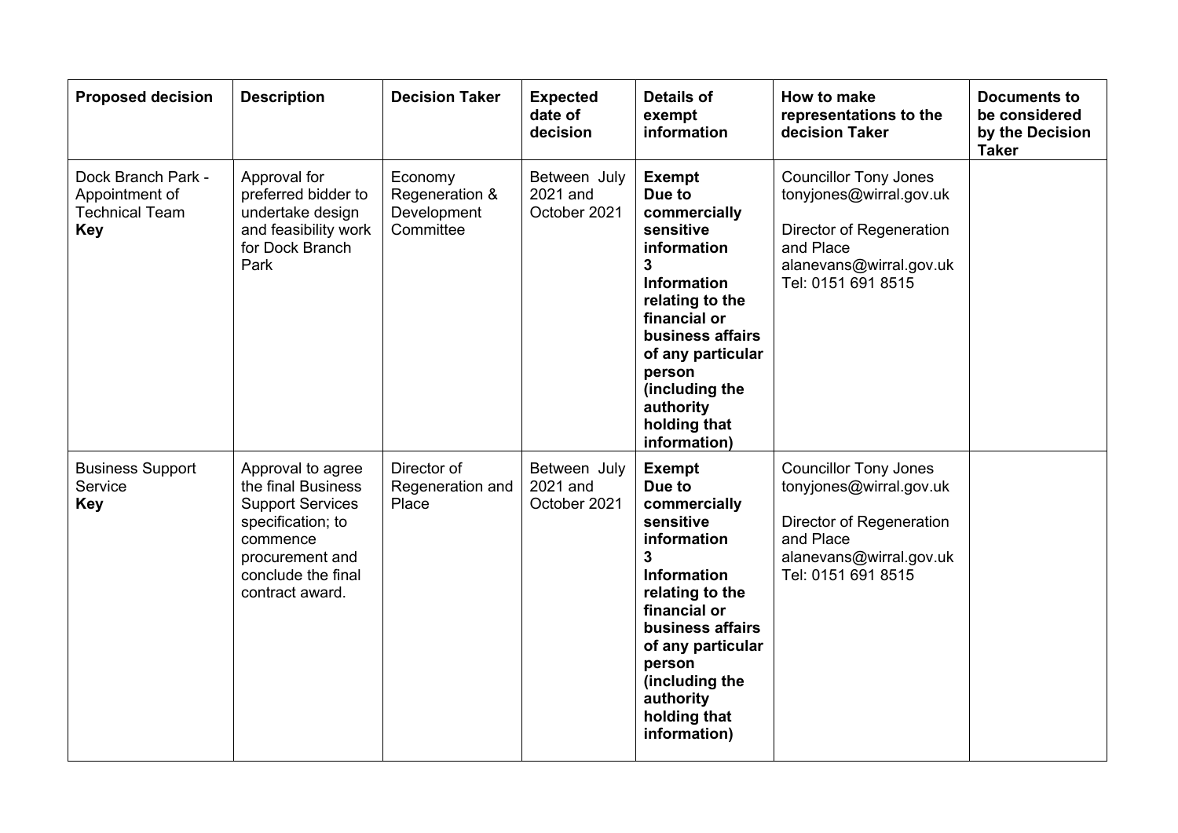| **Proposed decision** | **Description** | **Decision Taker** | **Expected date of decision** | **Details of exempt information** | **How to make representations to the decision Taker** | **Documents to be considered by the Decision Taker** |
|---|---|---|---|---|---|---|
| Dock Branch Park - Appointment of Technical Team **Key** | Approval for preferred bidder to undertake design and feasibility work for Dock Branch Park | Economy Regeneration & Development Committee | Between July 2021 and October 2021 | **Exempt Due to commercially sensitive information 3 Information relating to the financial or business affairs of any particular person (including the authority holding that information)** | Councillor Tony Jones tonyjones@wirral.gov.uk<br><br>Director of Regeneration and Place alanevans@wirral.gov.uk Tel: 0151 691 8515 | |
| Business Support Service **Key** | Approval to agree the final Business Support Services specification; to commence procurement and conclude the final contract award. | Director of Regeneration and Place | Between July 2021 and October 2021 | **Exempt Due to commercially sensitive information 3 Information relating to the financial or business affairs of any particular person (including the authority holding that information)** | Councillor Tony Jones tonyjones@wirral.gov.uk<br><br>Director of Regeneration and Place alanevans@wirral.gov.uk Tel: 0151 691 8515 | |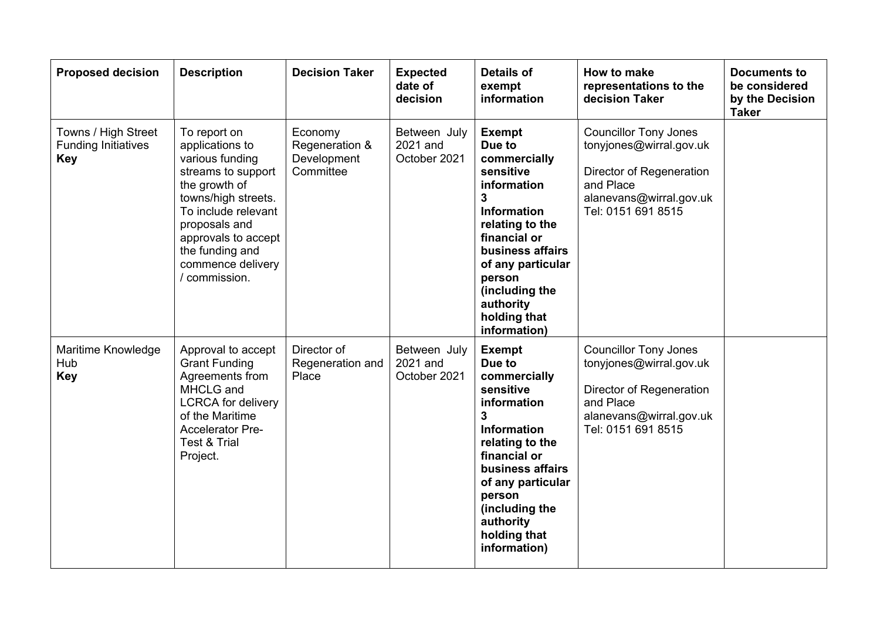| Proposed decision | Description | Decision Taker | Expected date of decision | Details of exempt information | How to make representations to the decision Taker | Documents to be considered by the Decision Taker |
|---|---|---|---|---|---|---|
| Towns / High Street Funding Initiatives **Key** | To report on applications to various funding streams to support the growth of towns/high streets. To include relevant proposals and approvals to accept the funding and commence delivery / commission. | Economy Regeneration & Development Committee | Between July 2021 and October 2021 | **Exempt Due to commercially sensitive information 3 Information relating to the financial or business affairs of any particular person (including the authority holding that information)** | Councillor Tony Jones tonyjones@wirral.gov.uk<br><br>Director of Regeneration and Place alanevans@wirral.gov.uk Tel: 0151 691 8515 | |
| Maritime Knowledge Hub **Key** | Approval to accept Grant Funding Agreements from MHCLG and LCRCA for delivery of the Maritime Accelerator Pre-Test & Trial Project. | Director of Regeneration and Place | Between July 2021 and October 2021 | **Exempt Due to commercially sensitive information 3 Information relating to the financial or business affairs of any particular person (including the authority holding that information)** | Councillor Tony Jones tonyjones@wirral.gov.uk<br><br>Director of Regeneration and Place alanevans@wirral.gov.uk Tel: 0151 691 8515 | |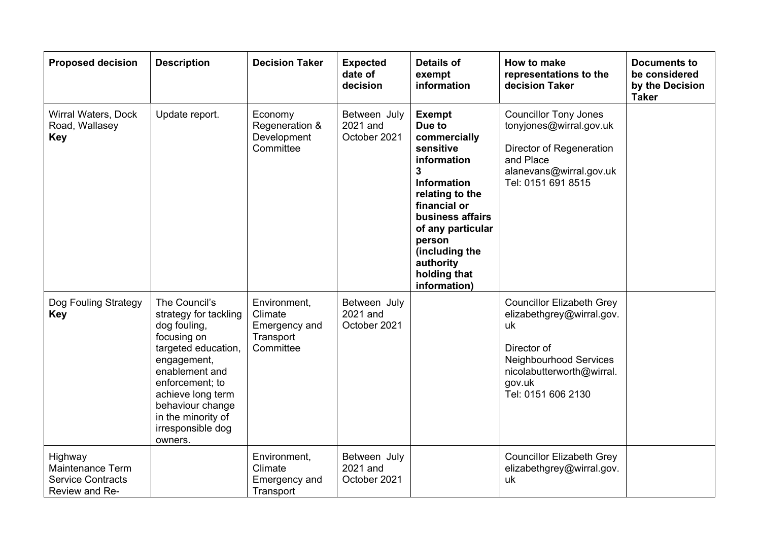| Proposed decision | Description | Decision Taker | Expected date of decision | Details of exempt information | How to make representations to the decision Taker | Documents to be considered by the Decision Taker |
|---|---|---|---|---|---|---|
| Wirral Waters, Dock Road, Wallasey **Key** | Update report. | Economy Regeneration & Development Committee | Between July 2021 and October 2021 | **Exempt Due to commercially sensitive information 3 Information relating to the financial or business affairs of any particular person (including the authority holding that information)** | Councillor Tony Jones tonyjones@wirral.gov.uk<br><br>Director of Regeneration and Place alanevans@wirral.gov.uk Tel: 0151 691 8515 | |
| Dog Fouling Strategy **Key** | The Council's strategy for tackling dog fouling, focusing on targeted education, engagement, enablement and enforcement; to achieve long term behaviour change in the minority of irresponsible dog owners. | Environment, Climate Emergency and Transport Committee | Between July 2021 and October 2021 | | Councillor Elizabeth Grey elizabethgrey@wirral.gov.uk<br><br>Director of Neighbourhood Services nicolabutterworth@wirral.gov.uk Tel: 0151 606 2130 | |
| Highway Maintenance Term Service Contracts Review and Re- | | Environment, Climate Emergency and Transport | Between July 2021 and October 2021 | | Councillor Elizabeth Grey elizabethgrey@wirral.gov.uk | |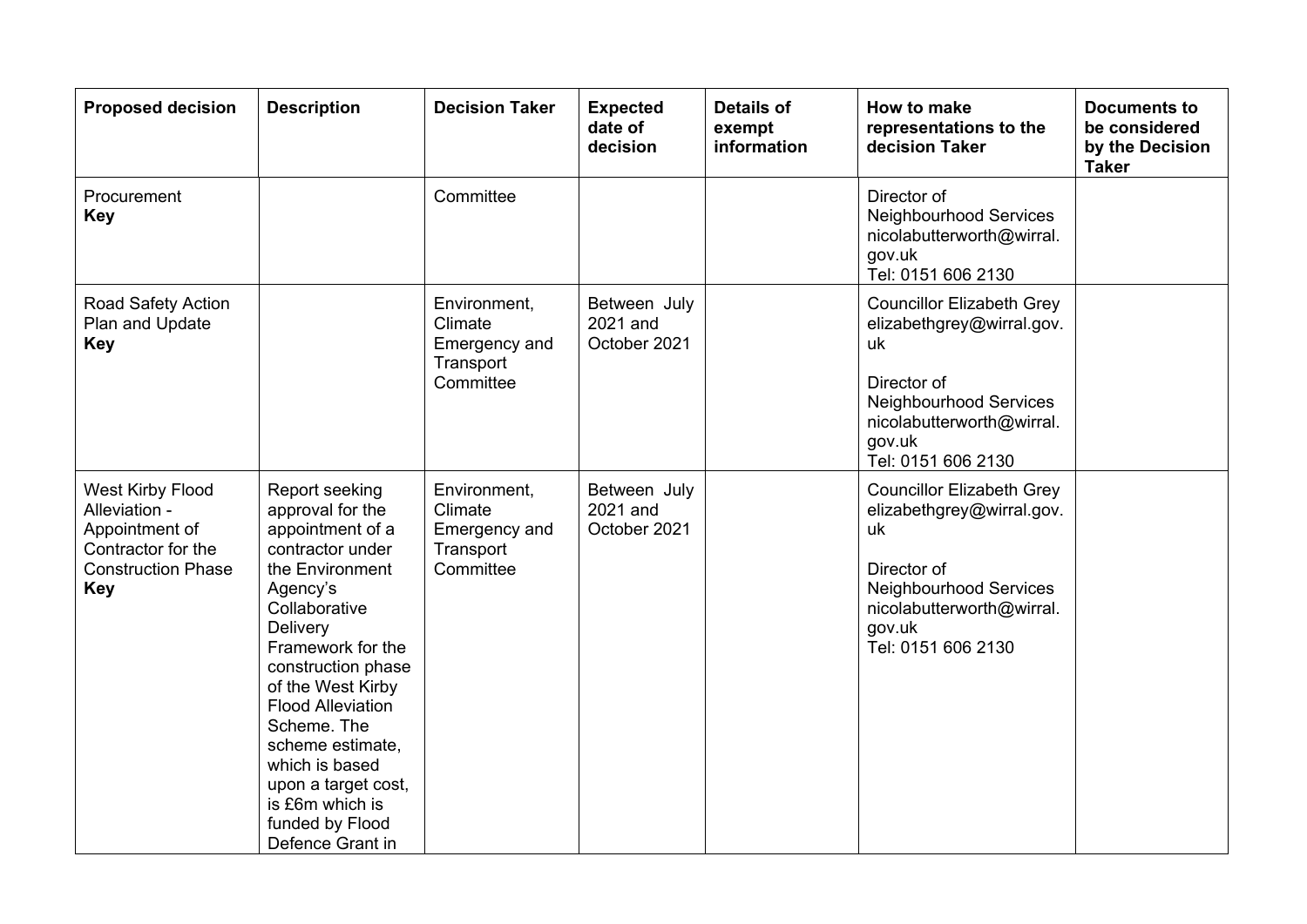| Proposed decision | Description | Decision Taker | Expected date of decision | Details of exempt information | How to make representations to the decision Taker | Documents to be considered by the Decision Taker |
|---|---|---|---|---|---|---|
| Procurement **Key** | | Committee | | | Director of Neighbourhood Services nicolabutterworth@wirral.gov.uk Tel: 0151 606 2130 | |
| Road Safety Action Plan and Update **Key** | | Environment, Climate Emergency and Transport Committee | Between July 2021 and October 2021 | | Councillor Elizabeth Grey elizabethgrey@wirral.gov.uk<br><br>Director of Neighbourhood Services nicolabutterworth@wirral.gov.uk Tel: 0151 606 2130 | |
| West Kirby Flood Alleviation - Appointment of Contractor for the Construction Phase **Key** | Report seeking approval for the appointment of a contractor under the Environment Agency's Collaborative Delivery Framework for the construction phase of the West Kirby Flood Alleviation Scheme. The scheme estimate, which is based upon a target cost, is £6m which is funded by Flood Defence Grant in | Environment, Climate Emergency and Transport Committee | Between July 2021 and October 2021 | | Councillor Elizabeth Grey elizabethgrey@wirral.gov.uk<br><br>Director of Neighbourhood Services nicolabutterworth@wirral.gov.uk Tel: 0151 606 2130 | |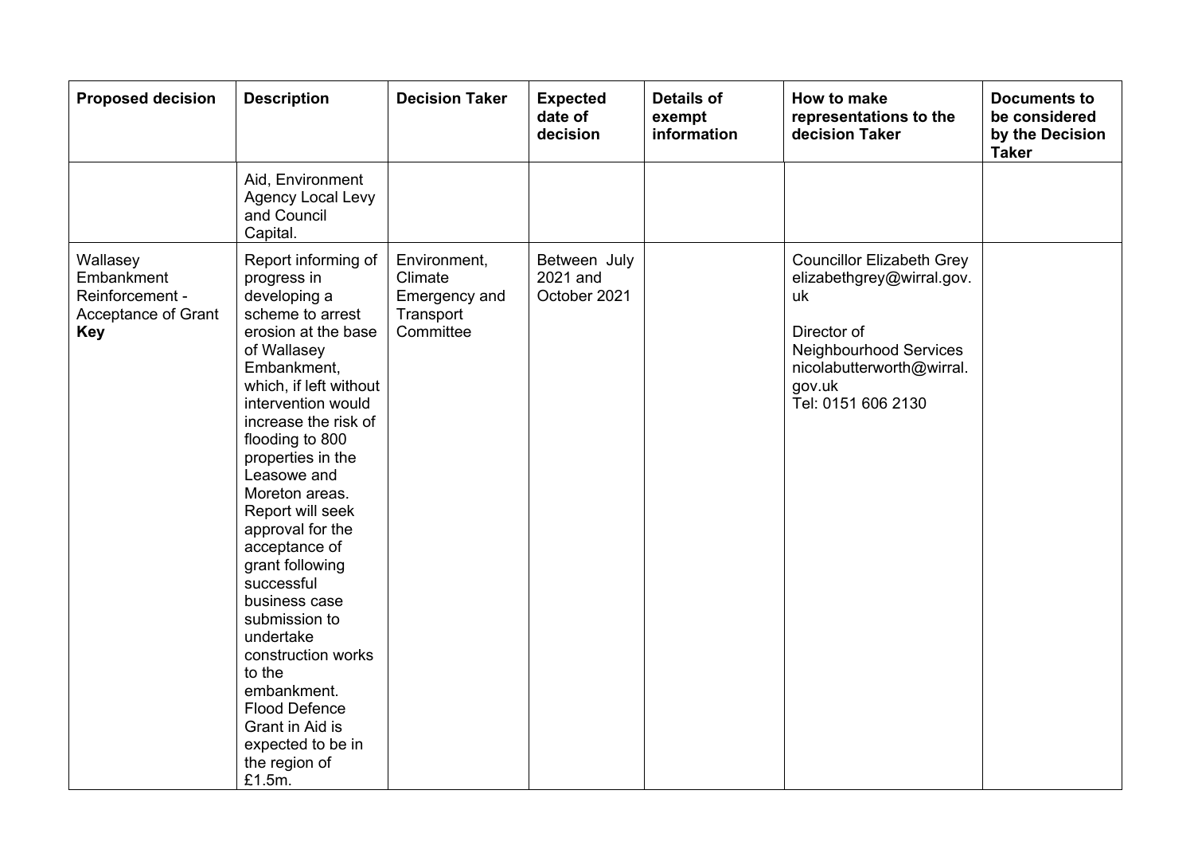| Proposed decision | Description | Decision Taker | Expected date of decision | Details of exempt information | How to make representations to the decision Taker | Documents to be considered by the Decision Taker |
|---|---|---|---|---|---|---|
| | Aid, Environment Agency Local Levy and Council Capital. | | | | | |
| Wallasey Embankment Reinforcement - Acceptance of Grant **Key** | Report informing of progress in developing a scheme to arrest erosion at the base of Wallasey Embankment, which, if left without intervention would increase the risk of flooding to 800 properties in the Leasowe and Moreton areas. Report will seek approval for the acceptance of grant following successful business case submission to undertake construction works to the embankment. Flood Defence Grant in Aid is expected to be in the region of £1.5m. | Environment, Climate Emergency and Transport Committee | Between July 2021 and October 2021 | | Councillor Elizabeth Grey elizabethgrey@wirral.gov.uk<br><br>Director of Neighbourhood Services nicolabutterworth@wirral.gov.uk<br>Tel: 0151 606 2130 | |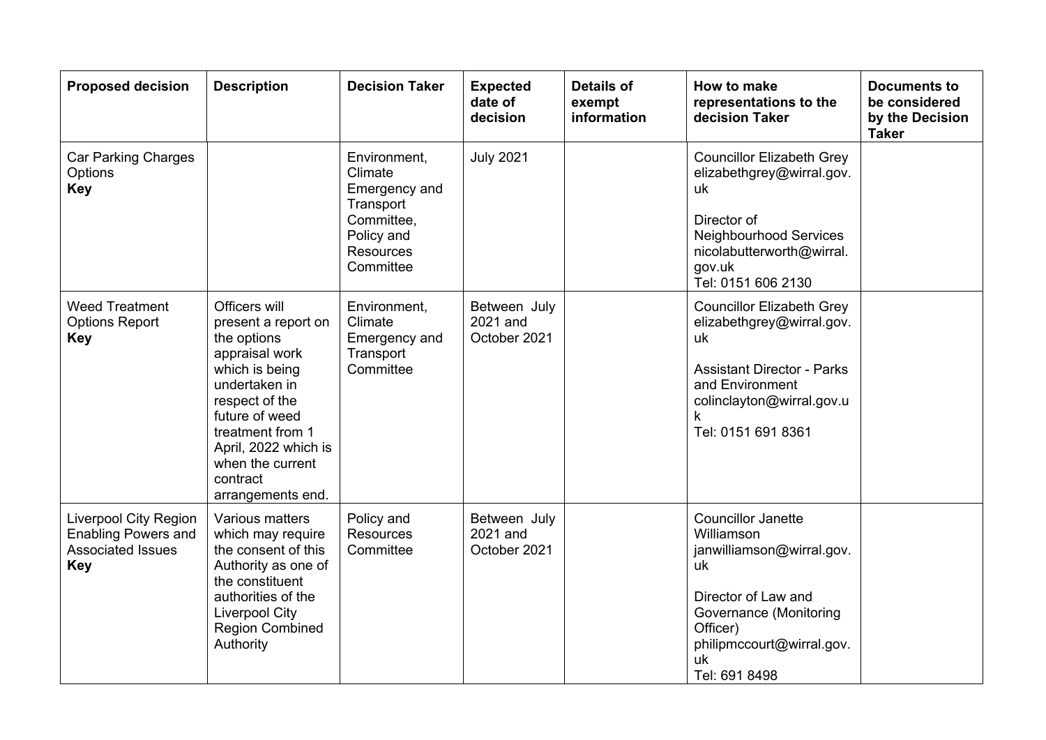| Proposed decision | Description | Decision Taker | Expected date of decision | Details of exempt information | How to make representations to the decision Taker | Documents to be considered by the Decision Taker |
|---|---|---|---|---|---|---|
| Car Parking Charges Options **Key** | | Environment, Climate Emergency and Transport Committee, Policy and Resources Committee | July 2021 | | Councillor Elizabeth Grey elizabethgrey@wirral.gov.uk<br><br>Director of Neighbourhood Services nicolabutterworth@wirral.gov.uk Tel: 0151 606 2130 | |
| Weed Treatment Options Report **Key** | Officers will present a report on the options appraisal work which is being undertaken in respect of the future of weed treatment from 1 April, 2022 which is when the current contract arrangements end. | Environment, Climate Emergency and Transport Committee | Between July 2021 and October 2021 | | Councillor Elizabeth Grey elizabethgrey@wirral.gov.uk<br><br>Assistant Director - Parks and Environment colinclayton@wirral.gov.uk Tel: 0151 691 8361 | |
| Liverpool City Region Enabling Powers and Associated Issues **Key** | Various matters which may require the consent of this Authority as one of the constituent authorities of the Liverpool City Region Combined Authority | Policy and Resources Committee | Between July 2021 and October 2021 | | Councillor Janette Williamson janwilliamson@wirral.gov.uk<br><br>Director of Law and Governance (Monitoring Officer) philipmccourt@wirral.gov.uk Tel: 691 8498 | |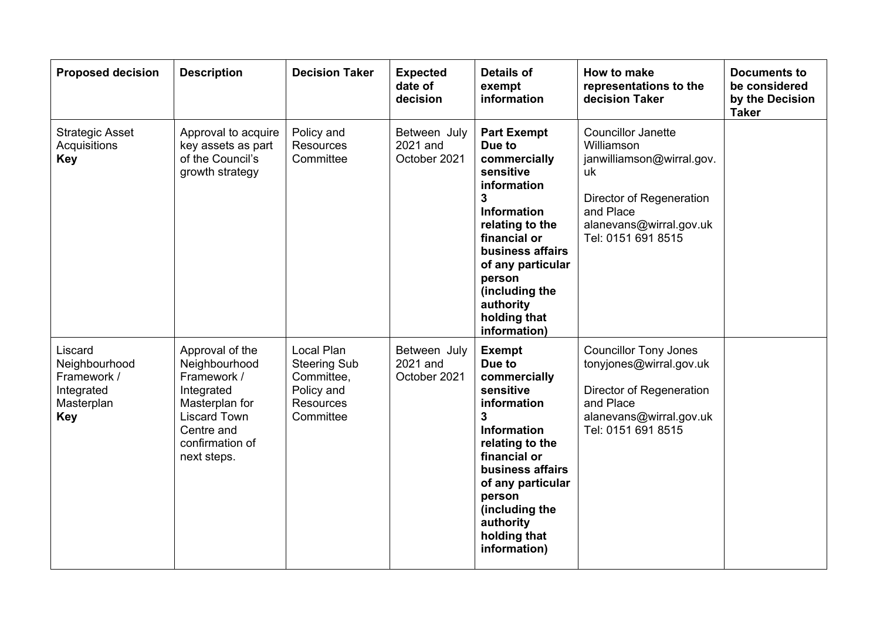| Proposed decision | Description | Decision Taker | Expected date of decision | Details of exempt information | How to make representations to the decision Taker | Documents to be considered by the Decision Taker |
|---|---|---|---|---|---|---|
| Strategic Asset Acquisitions **Key** | Approval to acquire key assets as part of the Council's growth strategy | Policy and Resources Committee | Between July 2021 and October 2021 | **Part Exempt Due to commercially sensitive information 3 Information relating to the financial or business affairs of any particular person (including the authority holding that information)** | Councillor Janette Williamson janwilliamson@wirral.gov.uk<br><br>Director of Regeneration and Place alanevans@wirral.gov.uk Tel: 0151 691 8515 | |
| Liscard Neighbourhood Framework / Integrated Masterplan **Key** | Approval of the Neighbourhood Framework / Integrated Masterplan for Liscard Town Centre and confirmation of next steps. | Local Plan Steering Sub Committee, Policy and Resources Committee | Between July 2021 and October 2021 | **Exempt Due to commercially sensitive information 3 Information relating to the financial or business affairs of any particular person (including the authority holding that information)** | Councillor Tony Jones tonyjones@wirral.gov.uk<br><br>Director of Regeneration and Place alanevans@wirral.gov.uk Tel: 0151 691 8515 | |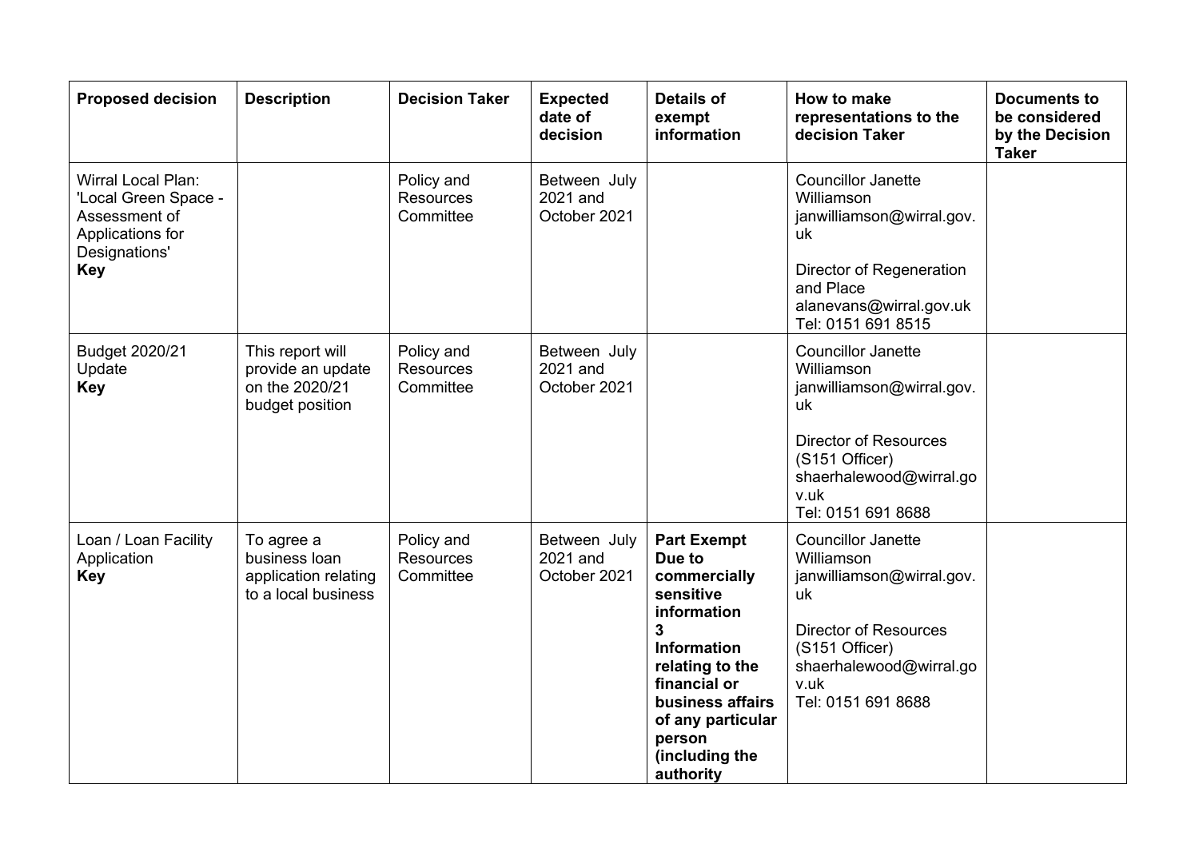| Proposed decision | Description | Decision Taker | Expected date of decision | Details of exempt information | How to make representations to the decision Taker | Documents to be considered by the Decision Taker |
|---|---|---|---|---|---|---|
| Wirral Local Plan: 'Local Green Space - Assessment of Applications for Designations' **Key** | | Policy and Resources Committee | Between July 2021 and October 2021 | | Councillor Janette Williamson janwilliamson@wirral.gov.uk<br><br>Director of Regeneration and Place alanevans@wirral.gov.uk Tel: 0151 691 8515 | |
| Budget 2020/21 Update **Key** | This report will provide an update on the 2020/21 budget position | Policy and Resources Committee | Between July 2021 and October 2021 | | Councillor Janette Williamson janwilliamson@wirral.gov.uk<br><br>Director of Resources (S151 Officer) shaerhalewood@wirral.gov.uk Tel: 0151 691 8688 | |
| Loan / Loan Facility Application **Key** | To agree a business loan application relating to a local business | Policy and Resources Committee | Between July 2021 and October 2021 | **Part Exempt Due to commercially sensitive information 3 Information relating to the financial or business affairs of any particular person (including the authority** | Councillor Janette Williamson janwilliamson@wirral.gov.uk<br><br>Director of Resources (S151 Officer) shaerhalewood@wirral.gov.uk Tel: 0151 691 8688 | |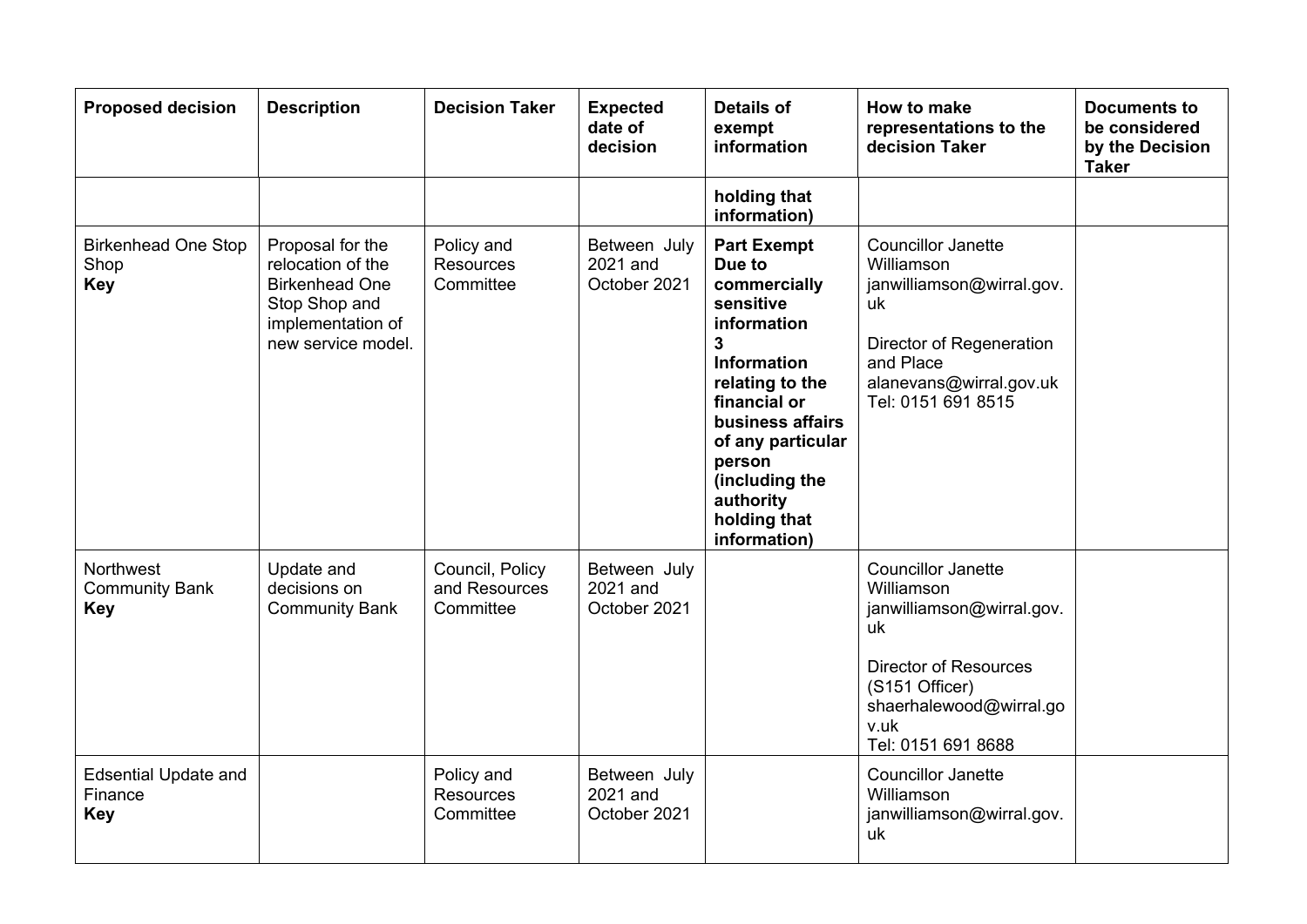| Proposed decision | Description | Decision Taker | Expected date of decision | Details of exempt information | How to make representations to the decision Taker | Documents to be considered by the Decision Taker |
|---|---|---|---|---|---|---|
| | | | | **holding that information)** | | |
| Birkenhead One Stop Shop **Key** | Proposal for the relocation of the Birkenhead One Stop Shop and implementation of new service model. | Policy and Resources Committee | Between July 2021 and October 2021 | **Part Exempt Due to commercially sensitive information 3 Information relating to the financial or business affairs of any particular person (including the authority holding that information)** | Councillor Janette Williamson janwilliamson@wirral.gov.uk<br><br>Director of Regeneration and Place alanevans@wirral.gov.uk Tel: 0151 691 8515 | |
| Northwest Community Bank **Key** | Update and decisions on Community Bank | Council, Policy and Resources Committee | Between July 2021 and October 2021 | | Councillor Janette Williamson janwilliamson@wirral.gov.uk<br><br>Director of Resources (S151 Officer) shaerhalewood@wirral.gov.uk Tel: 0151 691 8688 | |
| Edsential Update and Finance **Key** | | Policy and Resources Committee | Between July 2021 and October 2021 | | Councillor Janette Williamson janwilliamson@wirral.gov.uk | |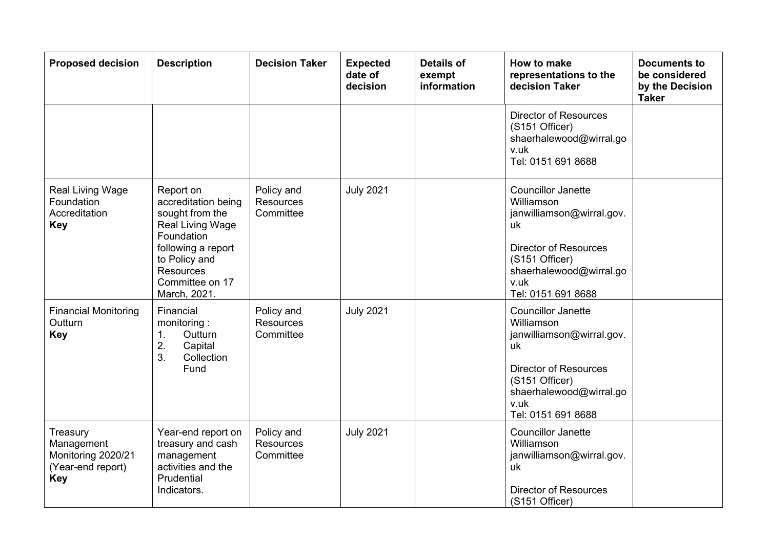| Proposed decision | Description | Decision Taker | Expected date of decision | Details of exempt information | How to make representations to the decision Taker | Documents to be considered by the Decision Taker |
|---|---|---|---|---|---|---|
| | | | | | Director of Resources (S151 Officer) shaerhalewood@wirral.gov.uk Tel: 0151 691 8688 | |
| Real Living Wage Foundation Accreditation **Key** | Report on accreditation being sought from the Real Living Wage Foundation following a report to Policy and Resources Committee on 17 March, 2021. | Policy and Resources Committee | July 2021 | | Councillor Janette Williamson janwilliamson@wirral.gov.uk<br><br>Director of Resources (S151 Officer) shaerhalewood@wirral.gov.uk Tel: 0151 691 8688 | |
| Financial Monitoring Outturn **Key** | Financial monitoring :<br>1. Outturn<br>2. Capital<br>3. Collection Fund | Policy and Resources Committee | July 2021 | | Councillor Janette Williamson janwilliamson@wirral.gov.uk<br><br>Director of Resources (S151 Officer) shaerhalewood@wirral.gov.uk Tel: 0151 691 8688 | |
| Treasury Management Monitoring 2020/21 (Year-end report) **Key** | Year-end report on treasury and cash management activities and the Prudential Indicators. | Policy and Resources Committee | July 2021 | | Councillor Janette Williamson janwilliamson@wirral.gov.uk<br><br>Director of Resources (S151 Officer) | |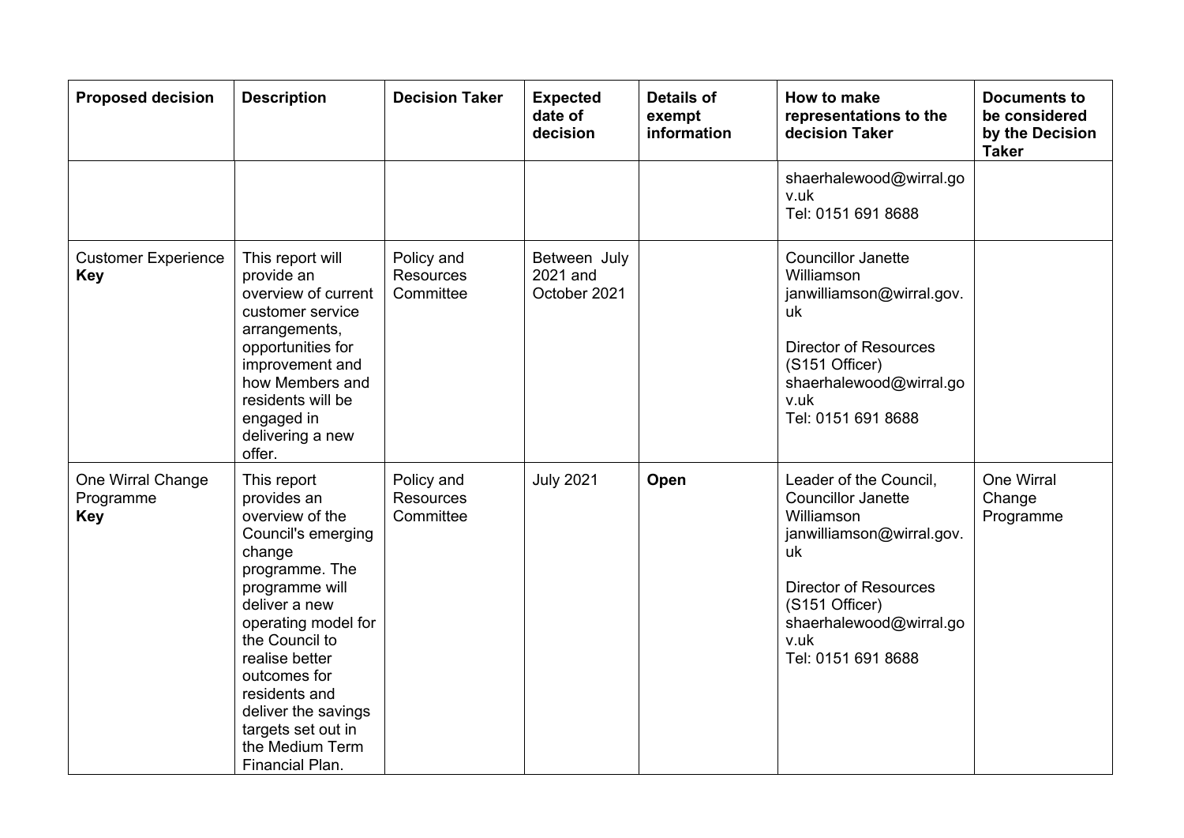| Proposed decision | Description | Decision Taker | Expected date of decision | Details of exempt information | How to make representations to the decision Taker | Documents to be considered by the Decision Taker |
|---|---|---|---|---|---|---|
| | | | | | shaerhalewood@wirral.gov.uk<br>Tel: 0151 691 8688 | |
| Customer Experience **Key** | This report will provide an overview of current customer service arrangements, opportunities for improvement and how Members and residents will be engaged in delivering a new offer. | Policy and Resources Committee | Between July 2021 and October 2021 | | Councillor Janette Williamson<br>janwilliamson@wirral.gov.uk<br><br>Director of Resources (S151 Officer)<br>shaerhalewood@wirral.gov.uk<br>Tel: 0151 691 8688 | |
| One Wirral Change Programme **Key** | This report provides an overview of the Council's emerging change programme. The programme will deliver a new operating model for the Council to realise better outcomes for residents and deliver the savings targets set out in the Medium Term Financial Plan. | Policy and Resources Committee | July 2021 | **Open** | Leader of the Council, Councillor Janette Williamson<br>janwilliamson@wirral.gov.uk<br><br>Director of Resources (S151 Officer)<br>shaerhalewood@wirral.gov.uk<br>Tel: 0151 691 8688 | One Wirral Change Programme |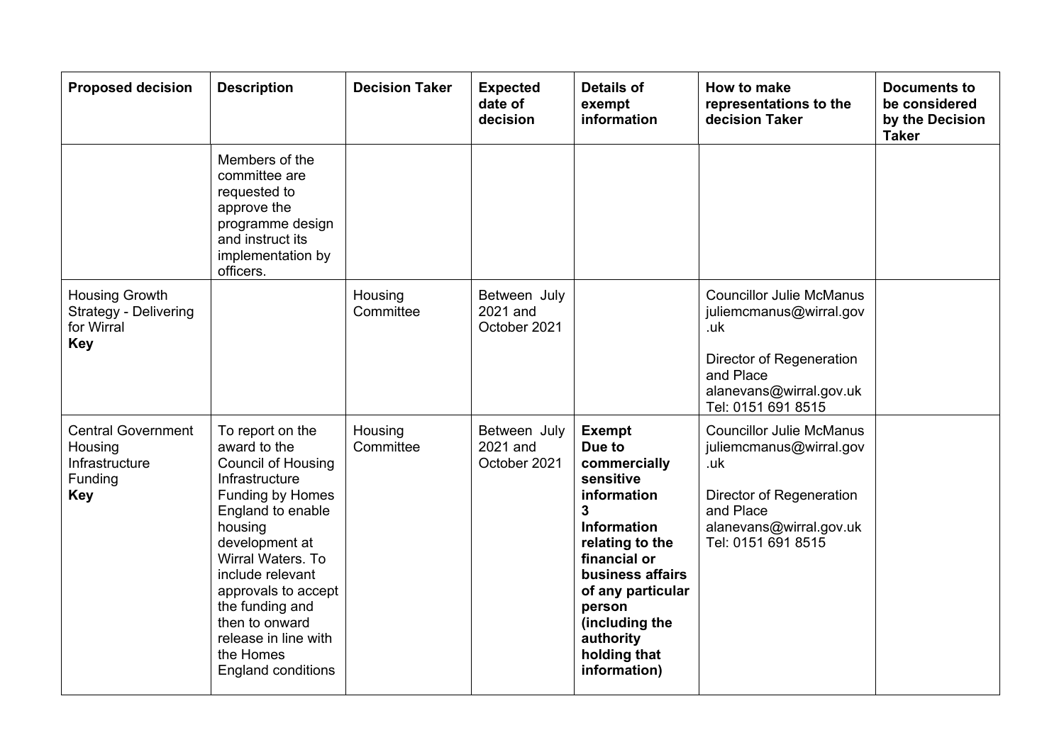| Proposed decision | Description | Decision Taker | Expected date of decision | Details of exempt information | How to make representations to the decision Taker | Documents to be considered by the Decision Taker |
|---|---|---|---|---|---|---|
| | Members of the committee are requested to approve the programme design and instruct its implementation by officers. | | | | | |
| Housing Growth Strategy - Delivering for Wirral **Key** | | Housing Committee | Between July 2021 and October 2021 | | Councillor Julie McManus juliemcmanus@wirral.gov.uk<br><br>Director of Regeneration and Place alanevans@wirral.gov.uk Tel: 0151 691 8515 | |
| Central Government Housing Infrastructure Funding **Key** | To report on the award to the Council of Housing Infrastructure Funding by Homes England to enable housing development at Wirral Waters. To include relevant approvals to accept the funding and then to onward release in line with the Homes England conditions | Housing Committee | Between July 2021 and October 2021 | **Exempt Due to commercially sensitive information 3 Information relating to the financial or business affairs of any particular person (including the authority holding that information)** | Councillor Julie McManus juliemcmanus@wirral.gov.uk<br><br>Director of Regeneration and Place alanevans@wirral.gov.uk Tel: 0151 691 8515 | |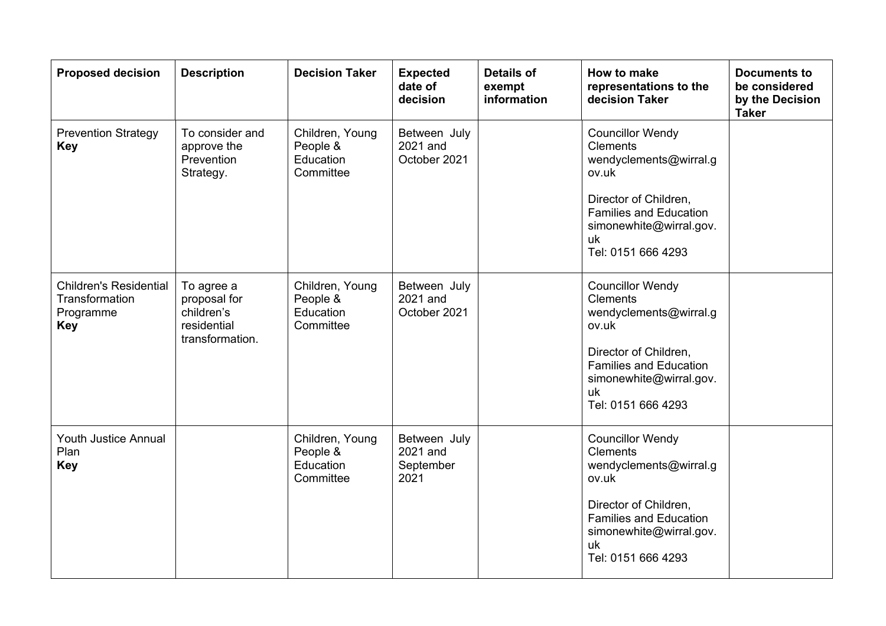| Proposed decision | Description | Decision Taker | Expected date of decision | Details of exempt information | How to make representations to the decision Taker | Documents to be considered by the Decision Taker |
|---|---|---|---|---|---|---|
| Prevention Strategy **Key** | To consider and approve the Prevention Strategy. | Children, Young People & Education Committee | Between July 2021 and October 2021 | | Councillor Wendy Clements wendyclements@wirral.gov.uk<br><br>Director of Children, Families and Education simonewhite@wirral.gov.uk Tel: 0151 666 4293 | |
| Children's Residential Transformation Programme **Key** | To agree a proposal for children's residential transformation. | Children, Young People & Education Committee | Between July 2021 and October 2021 | | Councillor Wendy Clements wendyclements@wirral.gov.uk<br><br>Director of Children, Families and Education simonewhite@wirral.gov.uk Tel: 0151 666 4293 | |
| Youth Justice Annual Plan **Key** | | Children, Young People & Education Committee | Between July 2021 and September 2021 | | Councillor Wendy Clements wendyclements@wirral.gov.uk<br><br>Director of Children, Families and Education simonewhite@wirral.gov.uk Tel: 0151 666 4293 | |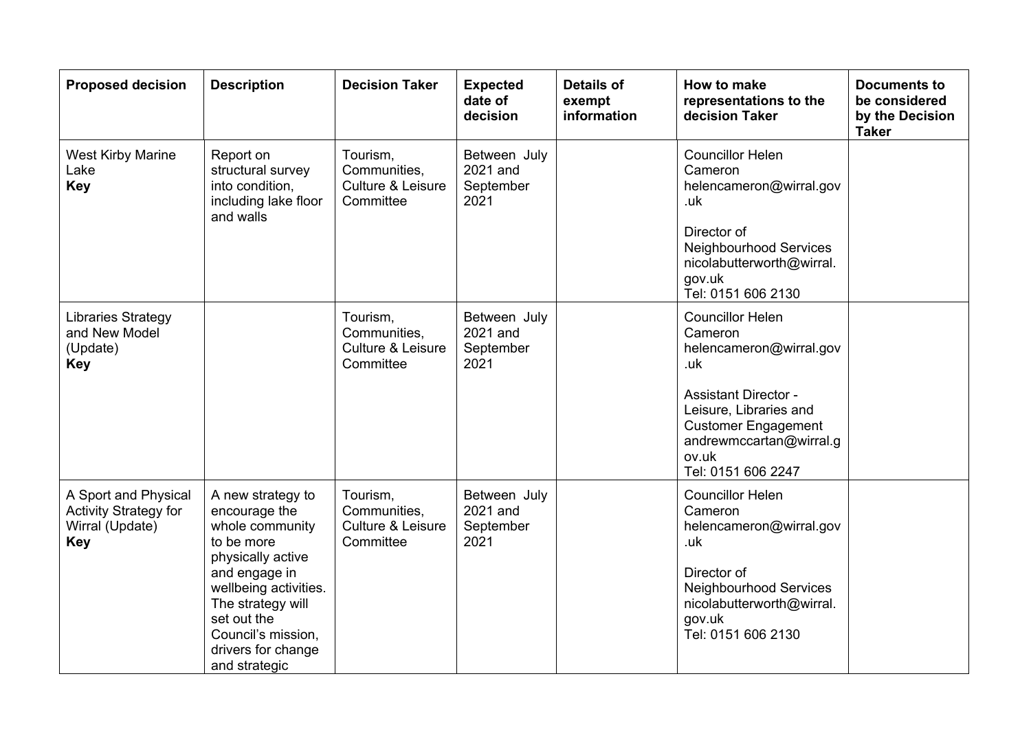| Proposed decision | Description | Decision Taker | Expected date of decision | Details of exempt information | How to make representations to the decision Taker | Documents to be considered by the Decision Taker |
|---|---|---|---|---|---|---|
| West Kirby Marine Lake **Key** | Report on structural survey into condition, including lake floor and walls | Tourism, Communities, Culture & Leisure Committee | Between July 2021 and September 2021 | | Councillor Helen Cameron helencameron@wirral.gov.uk<br><br>Director of Neighbourhood Services nicolabutterworth@wirral.gov.uk Tel: 0151 606 2130 | |
| Libraries Strategy and New Model (Update) **Key** | | Tourism, Communities, Culture & Leisure Committee | Between July 2021 and September 2021 | | Councillor Helen Cameron helencameron@wirral.gov.uk<br><br>Assistant Director - Leisure, Libraries and Customer Engagement andrewmccartan@wirral.gov.uk Tel: 0151 606 2247 | |
| A Sport and Physical Activity Strategy for Wirral (Update) **Key** | A new strategy to encourage the whole community to be more physically active and engage in wellbeing activities. The strategy will set out the Council's mission, drivers for change and strategic | Tourism, Communities, Culture & Leisure Committee | Between July 2021 and September 2021 | | Councillor Helen Cameron helencameron@wirral.gov.uk<br><br>Director of Neighbourhood Services nicolabutterworth@wirral.gov.uk Tel: 0151 606 2130 | |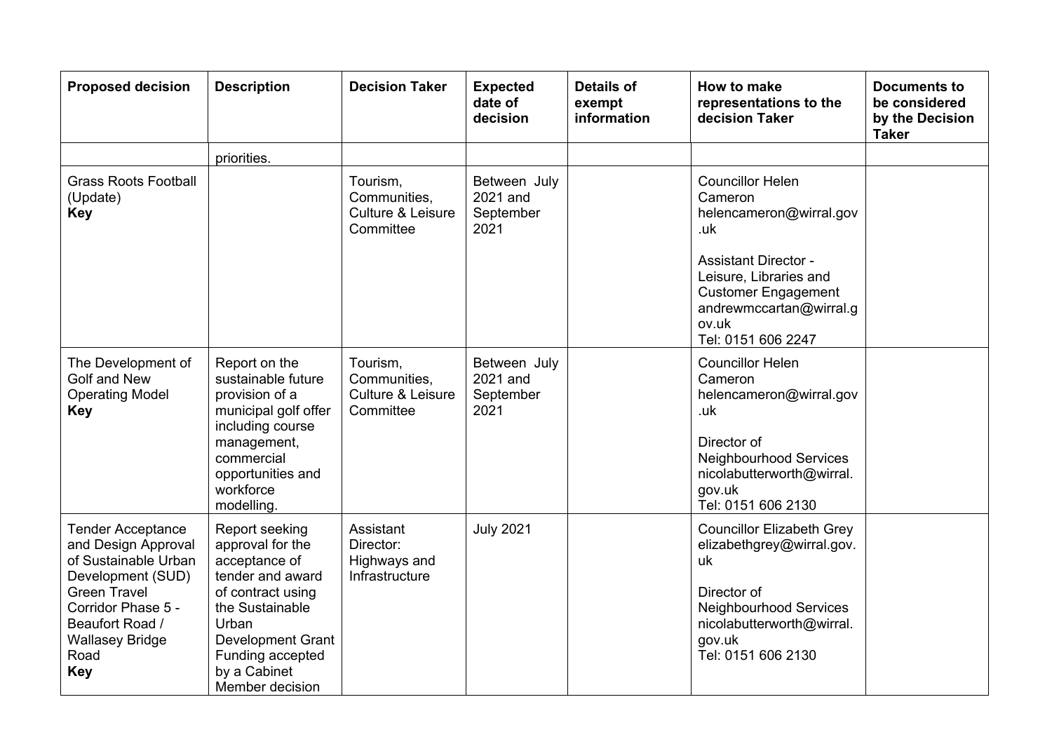| Proposed decision | Description | Decision Taker | Expected date of decision | Details of exempt information | How to make representations to the decision Taker | Documents to be considered by the Decision Taker |
|---|---|---|---|---|---|---|
| | priorities. | | | | | |
| Grass Roots Football (Update) **Key** | | Tourism, Communities, Culture & Leisure Committee | Between July 2021 and September 2021 | | Councillor Helen Cameron helencameron@wirral.gov.uk<br><br>Assistant Director - Leisure, Libraries and Customer Engagement andrewmccartan@wirral.gov.uk Tel: 0151 606 2247 | |
| The Development of Golf and New Operating Model **Key** | Report on the sustainable future provision of a municipal golf offer including course management, commercial opportunities and workforce modelling. | Tourism, Communities, Culture & Leisure Committee | Between July 2021 and September 2021 | | Councillor Helen Cameron helencameron@wirral.gov.uk<br><br>Director of Neighbourhood Services nicolabutterworth@wirral.gov.uk Tel: 0151 606 2130 | |
| Tender Acceptance and Design Approval of Sustainable Urban Development (SUD) Green Travel Corridor Phase 5 - Beaufort Road / Wallasey Bridge Road **Key** | Report seeking approval for the acceptance of tender and award of contract using the Sustainable Urban Development Grant Funding accepted by a Cabinet Member decision | Assistant Director: Highways and Infrastructure | July 2021 | | Councillor Elizabeth Grey elizabethgrey@wirral.gov.uk<br><br>Director of Neighbourhood Services nicolabutterworth@wirral.gov.uk Tel: 0151 606 2130 | |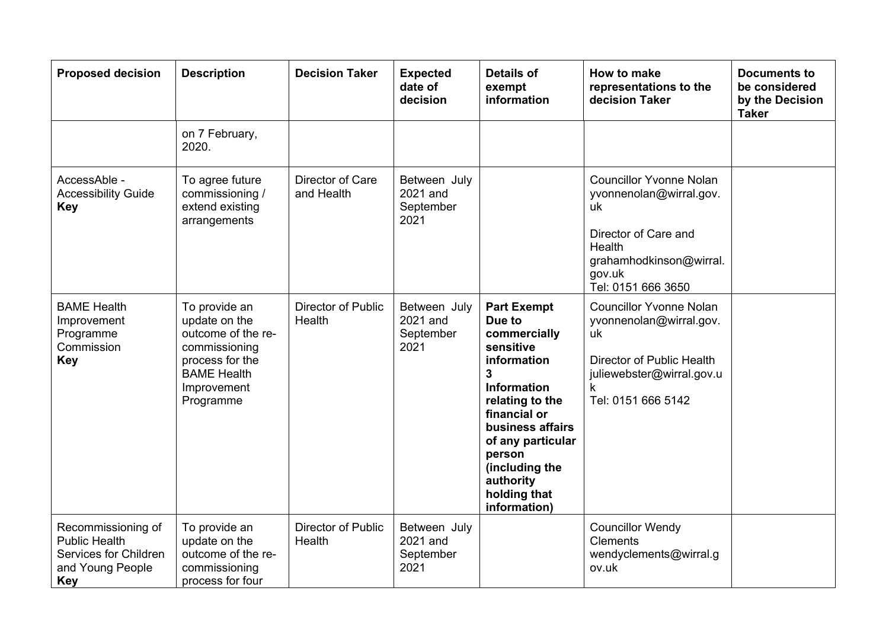| Proposed decision | Description | Decision Taker | Expected date of decision | Details of exempt information | How to make representations to the decision Taker | Documents to be considered by the Decision Taker |
|---|---|---|---|---|---|---|
| | on 7 February, 2020. | | | | | |
| AccessAble - Accessibility Guide **Key** | To agree future commissioning / extend existing arrangements | Director of Care and Health | Between July 2021 and September 2021 | | Councillor Yvonne Nolan yvonnenolan@wirral.gov.uk<br><br>Director of Care and Health grahamhodkinson@wirral.gov.uk<br>Tel: 0151 666 3650 | |
| BAME Health Improvement Programme Commission **Key** | To provide an update on the outcome of the re-commissioning process for the BAME Health Improvement Programme | Director of Public Health | Between July 2021 and September 2021 | **Part Exempt Due to commercially sensitive information 3 Information relating to the financial or business affairs of any particular person (including the authority holding that information)** | Councillor Yvonne Nolan yvonnenolan@wirral.gov.uk<br><br>Director of Public Health juliewebster@wirral.gov.uk<br>Tel: 0151 666 5142 | |
| Recommissioning of Public Health Services for Children and Young People **Key** | To provide an update on the outcome of the re-commissioning process for four | Director of Public Health | Between July 2021 and September 2021 | | Councillor Wendy Clements wendyclements@wirral.gov.uk | |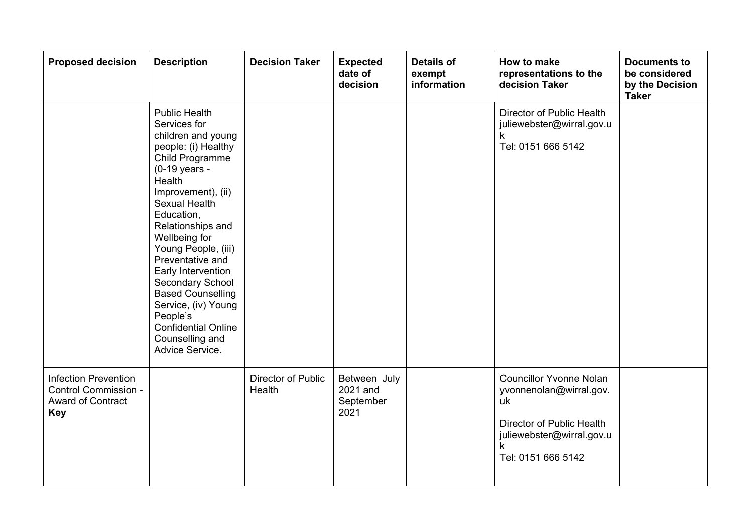| Proposed decision | Description | Decision Taker | Expected date of decision | Details of exempt information | How to make representations to the decision Taker | Documents to be considered by the Decision Taker |
|---|---|---|---|---|---|---|
| | Public Health Services for children and young people: (i) Healthy Child Programme (0-19 years - Health Improvement), (ii) Sexual Health Education, Relationships and Wellbeing for Young People, (iii) Preventative and Early Intervention Secondary School Based Counselling Service, (iv) Young People's Confidential Online Counselling and Advice Service. | | | | Director of Public Health juliewebster@wirral.gov.uk Tel: 0151 666 5142 | |
| Infection Prevention Control Commission - Award of Contract **Key** | | Director of Public Health | Between July 2021 and September 2021 | | Councillor Yvonne Nolan yvonnenolan@wirral.gov.uk<br><br>Director of Public Health juliewebster@wirral.gov.uk Tel: 0151 666 5142 | |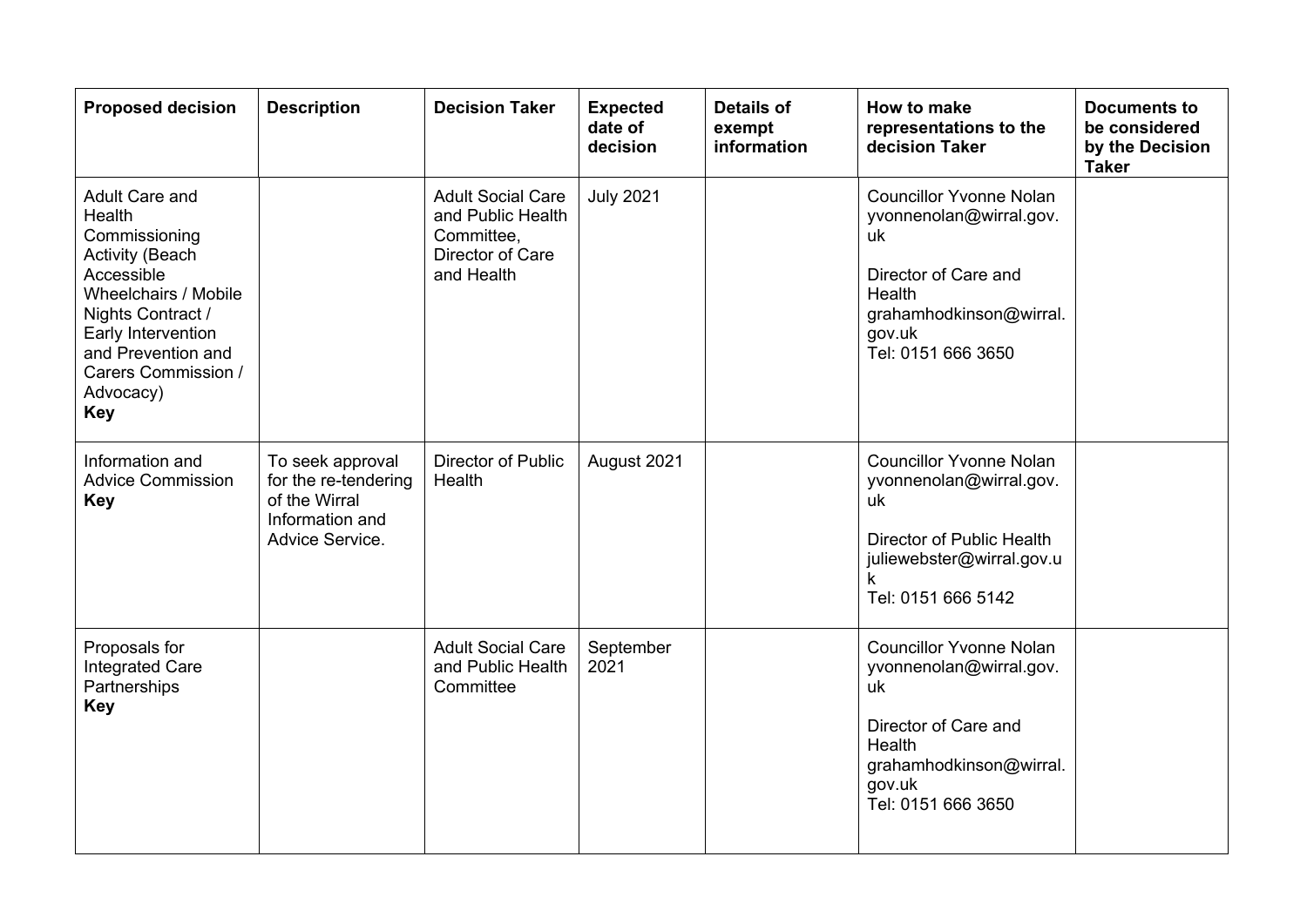| Proposed decision | Description | Decision Taker | Expected date of decision | Details of exempt information | How to make representations to the decision Taker | Documents to be considered by the Decision Taker |
|---|---|---|---|---|---|---|
| Adult Care and Health Commissioning Activity (Beach Accessible Wheelchairs / Mobile Nights Contract / Early Intervention and Prevention and Carers Commission / Advocacy) **Key** | | Adult Social Care and Public Health Committee, Director of Care and Health | July 2021 | | Councillor Yvonne Nolan yvonnenolan@wirral.gov.uk<br><br>Director of Care and Health grahamhodkinson@wirral.gov.uk Tel: 0151 666 3650 | |
| Information and Advice Commission **Key** | To seek approval for the re-tendering of the Wirral Information and Advice Service. | Director of Public Health | August 2021 | | Councillor Yvonne Nolan yvonnenolan@wirral.gov.uk<br><br>Director of Public Health juliewebster@wirral.gov.uk Tel: 0151 666 5142 | |
| Proposals for Integrated Care Partnerships **Key** | | Adult Social Care and Public Health Committee | September 2021 | | Councillor Yvonne Nolan yvonnenolan@wirral.gov.uk<br><br>Director of Care and Health grahamhodkinson@wirral.gov.uk Tel: 0151 666 3650 | |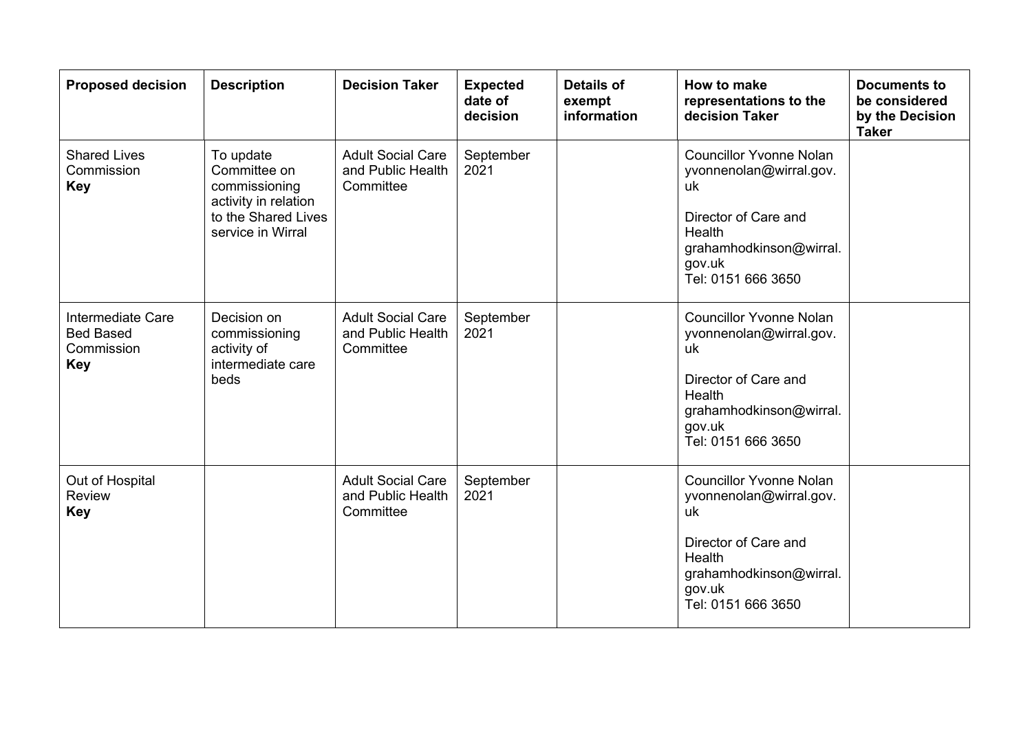| Proposed decision | Description | Decision Taker | Expected date of decision | Details of exempt information | How to make representations to the decision Taker | Documents to be considered by the Decision Taker |
|---|---|---|---|---|---|---|
| Shared Lives Commission **Key** | To update Committee on commissioning activity in relation to the Shared Lives service in Wirral | Adult Social Care and Public Health Committee | September 2021 | | Councillor Yvonne Nolan yvonnenolan@wirral.gov.uk<br><br>Director of Care and Health grahamhodkinson@wirral.gov.uk Tel: 0151 666 3650 | |
| Intermediate Care Bed Based Commission **Key** | Decision on commissioning activity of intermediate care beds | Adult Social Care and Public Health Committee | September 2021 | | Councillor Yvonne Nolan yvonnenolan@wirral.gov.uk<br><br>Director of Care and Health grahamhodkinson@wirral.gov.uk Tel: 0151 666 3650 | |
| Out of Hospital Review **Key** | | Adult Social Care and Public Health Committee | September 2021 | | Councillor Yvonne Nolan yvonnenolan@wirral.gov.uk<br><br>Director of Care and Health grahamhodkinson@wirral.gov.uk Tel: 0151 666 3650 | |